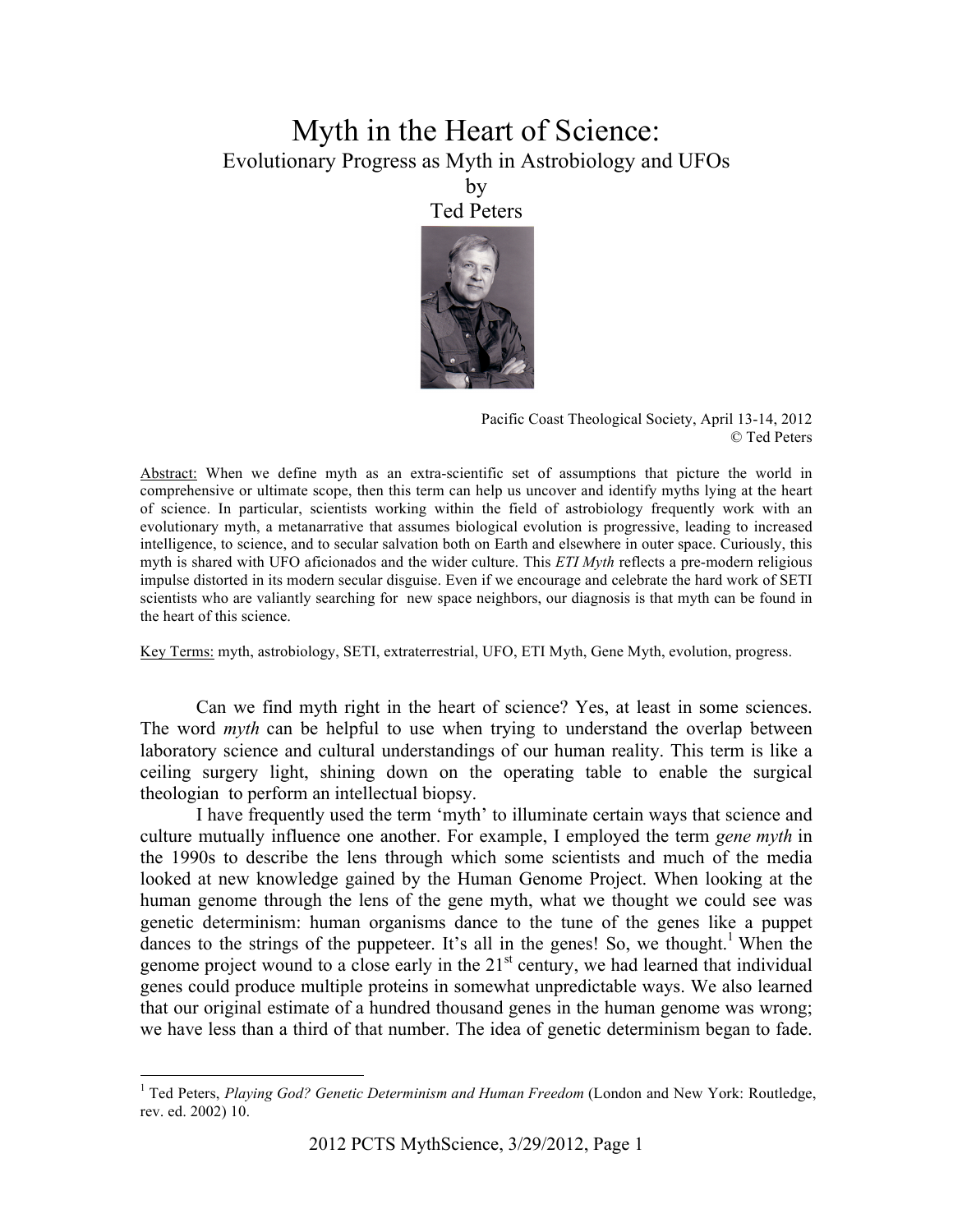# Myth in the Heart of Science:

## Evolutionary Progress as Myth in Astrobiology and UFOs

by

Ted Peters

Pacific Coast Theological Society, April 13-14, 2012
© Ted Peters

Abstract: When we define myth as an extra-scientific set of assumptions that picture the world in comprehensive or ultimate scope, then this term can help us uncover and identify myths lying at the heart of science. In particular, scientists working within the field of astrobiology frequently work with an evolutionary myth, a metanarrative that assumes biological evolution is progressive, leading to increased intelligence, to science, and to secular salvation both on Earth and elsewhere in outer space. Curiously, this myth is shared with UFO aficionados and the wider culture. This *ETI Myth* reflects a pre-modern religious impulse distorted in its modern secular disguise. Even if we encourage and celebrate the hard work of SETI scientists who are valiantly searching for new space neighbors, our diagnosis is that myth can be found in the heart of this science.

Key Terms: myth, astrobiology, SETI, extraterrestrial, UFO, ETI Myth, Gene Myth, evolution, progress.

Can we find myth right in the heart of science? Yes, at least in some sciences. The word *myth* can be helpful to use when trying to understand the overlap between laboratory science and cultural understandings of our human reality. This term is like a ceiling surgery light, shining down on the operating table to enable the surgical theologian to perform an intellectual biopsy.

I have frequently used the term 'myth' to illuminate certain ways that science and culture mutually influence one another. For example, I employed the term *gene myth* in the 1990s to describe the lens through which some scientists and much of the media looked at new knowledge gained by the Human Genome Project. When looking at the human genome through the lens of the gene myth, what we thought we could see was genetic determinism: human organisms dance to the tune of the genes like a puppet dances to the strings of the puppeteer. It's all in the genes! So, we thought.[1] When the genome project wound to a close early in the 21st century, we had learned that individual genes could produce multiple proteins in somewhat unpredictable ways. We also learned that our original estimate of a hundred thousand genes in the human genome was wrong; we have less than a third of that number. The idea of genetic determinism began to fade.

---

[1] Ted Peters, *Playing God? Genetic Determinism and Human Freedom* (London and New York: Routledge, rev. ed. 2002) 10.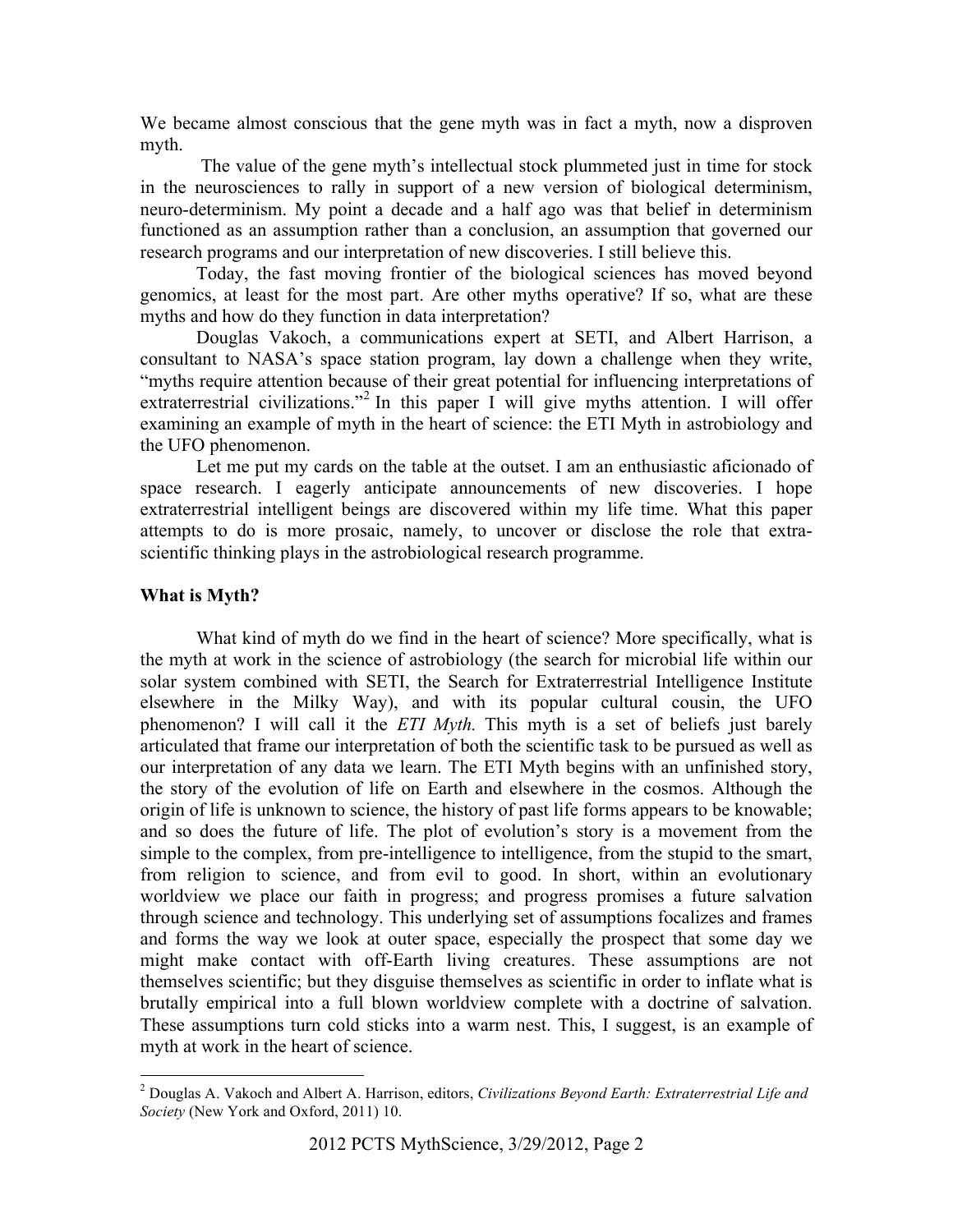We became almost conscious that the gene myth was in fact a myth, now a disproven myth.

The value of the gene myth's intellectual stock plummeted just in time for stock in the neurosciences to rally in support of a new version of biological determinism, neuro-determinism. My point a decade and a half ago was that belief in determinism functioned as an assumption rather than a conclusion, an assumption that governed our research programs and our interpretation of new discoveries. I still believe this.

Today, the fast moving frontier of the biological sciences has moved beyond genomics, at least for the most part. Are other myths operative? If so, what are these myths and how do they function in data interpretation?

Douglas Vakoch, a communications expert at SETI, and Albert Harrison, a consultant to NASA's space station program, lay down a challenge when they write, "myths require attention because of their great potential for influencing interpretations of extraterrestrial civilizations."[2] In this paper I will give myths attention. I will offer examining an example of myth in the heart of science: the ETI Myth in astrobiology and the UFO phenomenon.

Let me put my cards on the table at the outset. I am an enthusiastic aficionado of space research. I eagerly anticipate announcements of new discoveries. I hope extraterrestrial intelligent beings are discovered within my life time. What this paper attempts to do is more prosaic, namely, to uncover or disclose the role that extra-scientific thinking plays in the astrobiological research programme.

## What is Myth?

What kind of myth do we find in the heart of science? More specifically, what is the myth at work in the science of astrobiology (the search for microbial life within our solar system combined with SETI, the Search for Extraterrestrial Intelligence Institute elsewhere in the Milky Way), and with its popular cultural cousin, the UFO phenomenon? I will call it the *ETI Myth.* This myth is a set of beliefs just barely articulated that frame our interpretation of both the scientific task to be pursued as well as our interpretation of any data we learn. The ETI Myth begins with an unfinished story, the story of the evolution of life on Earth and elsewhere in the cosmos. Although the origin of life is unknown to science, the history of past life forms appears to be knowable; and so does the future of life. The plot of evolution's story is a movement from the simple to the complex, from pre-intelligence to intelligence, from the stupid to the smart, from religion to science, and from evil to good. In short, within an evolutionary worldview we place our faith in progress; and progress promises a future salvation through science and technology. This underlying set of assumptions focalizes and frames and forms the way we look at outer space, especially the prospect that some day we might make contact with off-Earth living creatures. These assumptions are not themselves scientific; but they disguise themselves as scientific in order to inflate what is brutally empirical into a full blown worldview complete with a doctrine of salvation. These assumptions turn cold sticks into a warm nest. This, I suggest, is an example of myth at work in the heart of science.

[2] Douglas A. Vakoch and Albert A. Harrison, editors, *Civilizations Beyond Earth: Extraterrestrial Life and Society* (New York and Oxford, 2011) 10.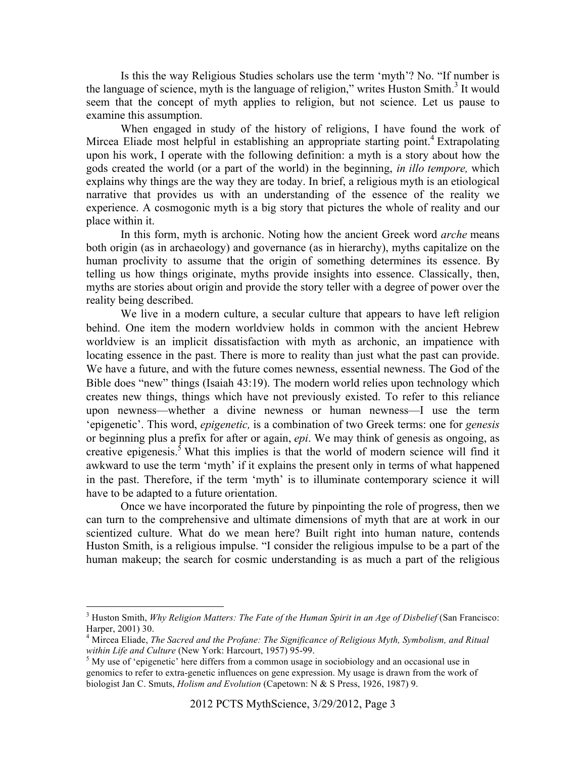Is this the way Religious Studies scholars use the term 'myth'? No. "If number is the language of science, myth is the language of religion," writes Huston Smith.[3] It would seem that the concept of myth applies to religion, but not science. Let us pause to examine this assumption.

When engaged in study of the history of religions, I have found the work of Mircea Eliade most helpful in establishing an appropriate starting point.[4] Extrapolating upon his work, I operate with the following definition: a myth is a story about how the gods created the world (or a part of the world) in the beginning, *in illo tempore,* which explains why things are the way they are today. In brief, a religious myth is an etiological narrative that provides us with an understanding of the essence of the reality we experience. A cosmogonic myth is a big story that pictures the whole of reality and our place within it.

In this form, myth is archonic. Noting how the ancient Greek word *arche* means both origin (as in archaeology) and governance (as in hierarchy), myths capitalize on the human proclivity to assume that the origin of something determines its essence. By telling us how things originate, myths provide insights into essence. Classically, then, myths are stories about origin and provide the story teller with a degree of power over the reality being described.

We live in a modern culture, a secular culture that appears to have left religion behind. One item the modern worldview holds in common with the ancient Hebrew worldview is an implicit dissatisfaction with myth as archonic, an impatience with locating essence in the past. There is more to reality than just what the past can provide. We have a future, and with the future comes newness, essential newness. The God of the Bible does "new" things (Isaiah 43:19). The modern world relies upon technology which creates new things, things which have not previously existed. To refer to this reliance upon newness—whether a divine newness or human newness—I use the term 'epigenetic'. This word, *epigenetic,* is a combination of two Greek terms: one for *genesis* or beginning plus a prefix for after or again, *epi*. We may think of genesis as ongoing, as creative epigenesis.[5] What this implies is that the world of modern science will find it awkward to use the term 'myth' if it explains the present only in terms of what happened in the past. Therefore, if the term 'myth' is to illuminate contemporary science it will have to be adapted to a future orientation.

Once we have incorporated the future by pinpointing the role of progress, then we can turn to the comprehensive and ultimate dimensions of myth that are at work in our scientized culture. What do we mean here? Built right into human nature, contends Huston Smith, is a religious impulse. "I consider the religious impulse to be a part of the human makeup; the search for cosmic understanding is as much a part of the religious

---

[3] Huston Smith, *Why Religion Matters: The Fate of the Human Spirit in an Age of Disbelief* (San Francisco: Harper, 2001) 30.

[4] Mircea Eliade, *The Sacred and the Profane: The Significance of Religious Myth, Symbolism, and Ritual within Life and Culture* (New York: Harcourt, 1957) 95-99.

[5] My use of 'epigenetic' here differs from a common usage in sociobiology and an occasional use in genomics to refer to extra-genetic influences on gene expression. My usage is drawn from the work of biologist Jan C. Smuts, *Holism and Evolution* (Capetown: N & S Press, 1926, 1987) 9.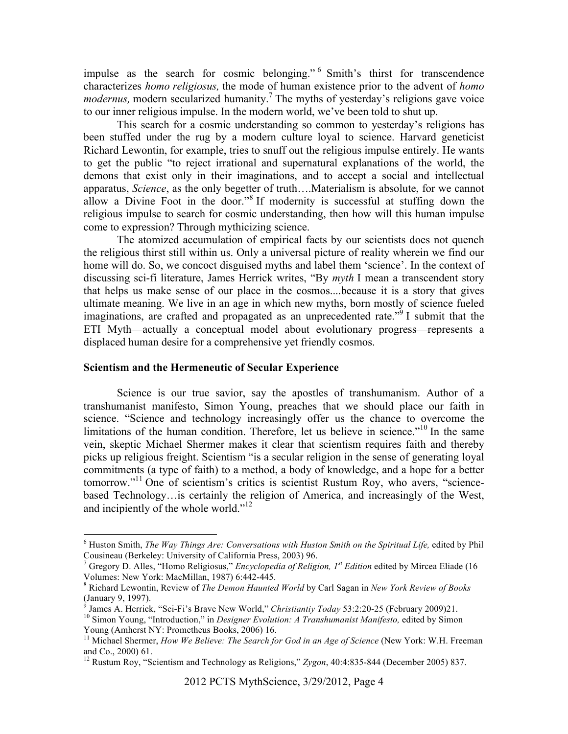impulse as the search for cosmic belonging."[6] Smith's thirst for transcendence characterizes *homo religiosus,* the mode of human existence prior to the advent of *homo modernus,* modern secularized humanity.[7] The myths of yesterday's religions gave voice to our inner religious impulse. In the modern world, we've been told to shut up.

This search for a cosmic understanding so common to yesterday's religions has been stuffed under the rug by a modern culture loyal to science. Harvard geneticist Richard Lewontin, for example, tries to snuff out the religious impulse entirely. He wants to get the public "to reject irrational and supernatural explanations of the world, the demons that exist only in their imaginations, and to accept a social and intellectual apparatus, *Science*, as the only begetter of truth….Materialism is absolute, for we cannot allow a Divine Foot in the door."[8] If modernity is successful at stuffing down the religious impulse to search for cosmic understanding, then how will this human impulse come to expression? Through mythicizing science.

The atomized accumulation of empirical facts by our scientists does not quench the religious thirst still within us. Only a universal picture of reality wherein we find our home will do. So, we concoct disguised myths and label them 'science'. In the context of discussing sci-fi literature, James Herrick writes, "By *myth* I mean a transcendent story that helps us make sense of our place in the cosmos....because it is a story that gives ultimate meaning. We live in an age in which new myths, born mostly of science fueled imaginations, are crafted and propagated as an unprecedented rate."[9] I submit that the ETI Myth—actually a conceptual model about evolutionary progress—represents a displaced human desire for a comprehensive yet friendly cosmos.

### Scientism and the Hermeneutic of Secular Experience

Science is our true savior, say the apostles of transhumanism. Author of a transhumanist manifesto, Simon Young, preaches that we should place our faith in science. "Science and technology increasingly offer us the chance to overcome the limitations of the human condition. Therefore, let us believe in science."[10] In the same vein, skeptic Michael Shermer makes it clear that scientism requires faith and thereby picks up religious freight. Scientism "is a secular religion in the sense of generating loyal commitments (a type of faith) to a method, a body of knowledge, and a hope for a better tomorrow."[11] One of scientism's critics is scientist Rustum Roy, who avers, "science-based Technology…is certainly the religion of America, and increasingly of the West, and incipiently of the whole world."[12]

---

[6] Huston Smith, *The Way Things Are: Conversations with Huston Smith on the Spiritual Life,* edited by Phil Cousineau (Berkeley: University of California Press, 2003) 96.

[7] Gregory D. Alles, "Homo Religiosus," *Encyclopedia of Religion, 1st Edition* edited by Mircea Eliade (16 Volumes: New York: MacMillan, 1987) 6:442-445.

[8] Richard Lewontin, Review of *The Demon Haunted World* by Carl Sagan in *New York Review of Books* (January 9, 1997).

[9] James A. Herrick, "Sci-Fi's Brave New World," *Christiantiy Today* 53:2:20-25 (February 2009)21.

[10] Simon Young, "Introduction," in *Designer Evolution: A Transhumanist Manifesto,* edited by Simon Young (Amherst NY: Prometheus Books, 2006) 16.

[11] Michael Shermer, *How We Believe: The Search for God in an Age of Science* (New York: W.H. Freeman and Co., 2000) 61.

[12] Rustum Roy, "Scientism and Technology as Religions," *Zygon*, 40:4:835-844 (December 2005) 837.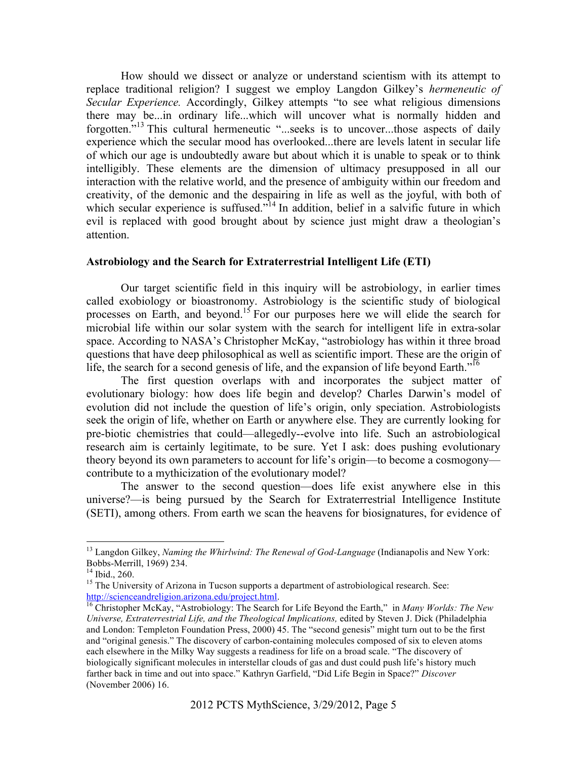How should we dissect or analyze or understand scientism with its attempt to replace traditional religion? I suggest we employ Langdon Gilkey's *hermeneutic of Secular Experience.* Accordingly, Gilkey attempts "to see what religious dimensions there may be...in ordinary life...which will uncover what is normally hidden and forgotten."[13] This cultural hermeneutic "...seeks is to uncover...those aspects of daily experience which the secular mood has overlooked...there are levels latent in secular life of which our age is undoubtedly aware but about which it is unable to speak or to think intelligibly. These elements are the dimension of ultimacy presupposed in all our interaction with the relative world, and the presence of ambiguity within our freedom and creativity, of the demonic and the despairing in life as well as the joyful, with both of which secular experience is suffused."[14] In addition, belief in a salvific future in which evil is replaced with good brought about by science just might draw a theologian's attention.

**Astrobiology and the Search for Extraterrestrial Intelligent Life (ETI)**

Our target scientific field in this inquiry will be astrobiology, in earlier times called exobiology or bioastronomy. Astrobiology is the scientific study of biological processes on Earth, and beyond.[15] For our purposes here we will elide the search for microbial life within our solar system with the search for intelligent life in extra-solar space. According to NASA's Christopher McKay, "astrobiology has within it three broad questions that have deep philosophical as well as scientific import. These are the origin of life, the search for a second genesis of life, and the expansion of life beyond Earth."[16]

The first question overlaps with and incorporates the subject matter of evolutionary biology: how does life begin and develop? Charles Darwin's model of evolution did not include the question of life's origin, only speciation. Astrobiologists seek the origin of life, whether on Earth or anywhere else. They are currently looking for pre-biotic chemistries that could—allegedly--evolve into life. Such an astrobiological research aim is certainly legitimate, to be sure. Yet I ask: does pushing evolutionary theory beyond its own parameters to account for life's origin—to become a cosmogony—contribute to a mythicization of the evolutionary model?

The answer to the second question—does life exist anywhere else in this universe?—is being pursued by the Search for Extraterrestrial Intelligence Institute (SETI), among others. From earth we scan the heavens for biosignatures, for evidence of

---

[13] Langdon Gilkey, *Naming the Whirlwind: The Renewal of God-Language* (Indianapolis and New York: Bobbs-Merrill, 1969) 234.

[14] Ibid., 260.

[15] The University of Arizona in Tucson supports a department of astrobiological research. See: http://scienceandreligion.arizona.edu/project.html.

[16] Christopher McKay, "Astrobiology: The Search for Life Beyond the Earth," in *Many Worlds: The New Universe, Extraterrestrial Life, and the Theological Implications,* edited by Steven J. Dick (Philadelphia and London: Templeton Foundation Press, 2000) 45. The "second genesis" might turn out to be the first and "original genesis." The discovery of carbon-containing molecules composed of six to eleven atoms each elsewhere in the Milky Way suggests a readiness for life on a broad scale. "The discovery of biologically significant molecules in interstellar clouds of gas and dust could push life's history much farther back in time and out into space." Kathryn Garfield, "Did Life Begin in Space?" *Discover* (November 2006) 16.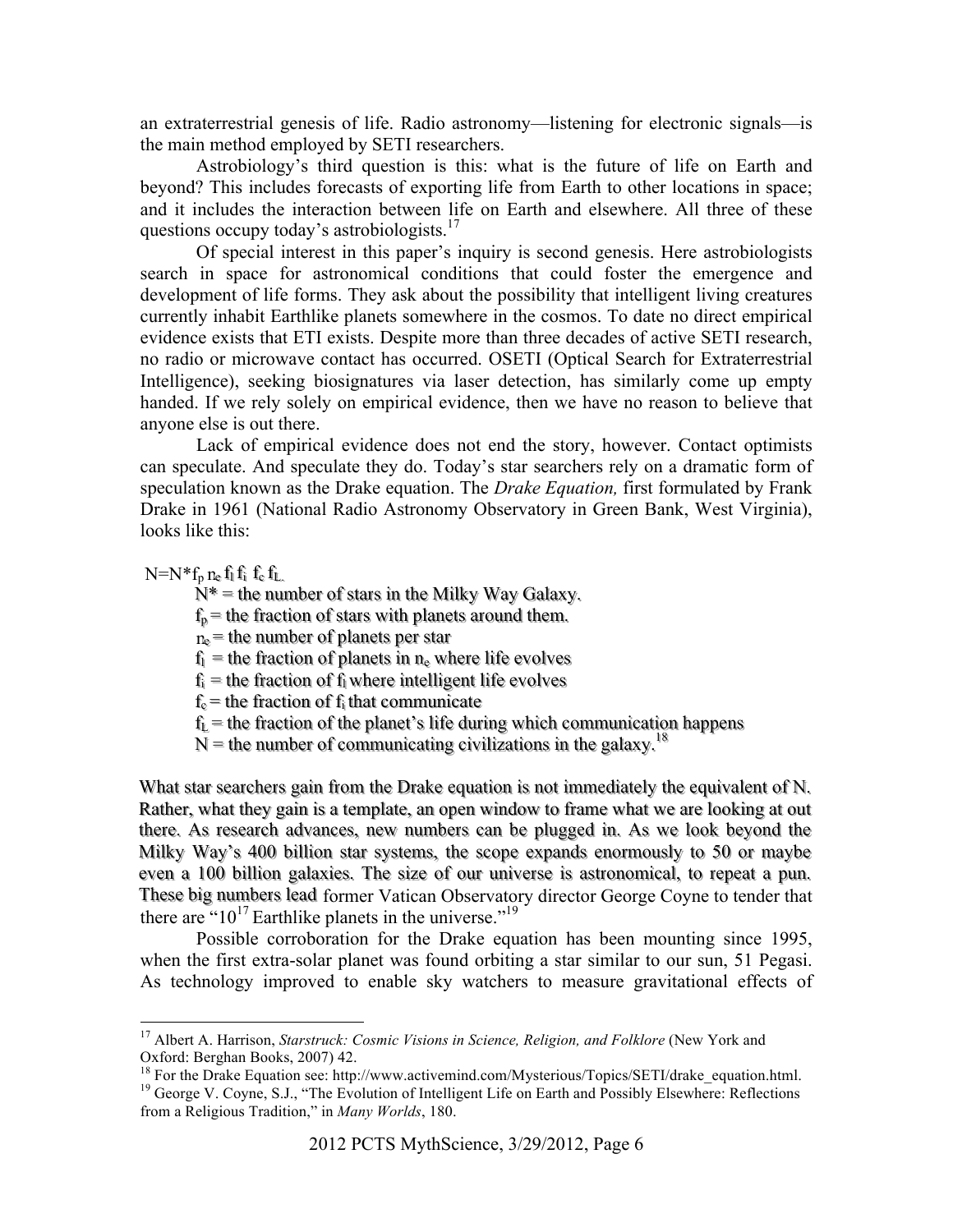an extraterrestrial genesis of life. Radio astronomy—listening for electronic signals—is the main method employed by SETI researchers.

Astrobiology's third question is this: what is the future of life on Earth and beyond? This includes forecasts of exporting life from Earth to other locations in space; and it includes the interaction between life on Earth and elsewhere. All three of these questions occupy today's astrobiologists.[17]

Of special interest in this paper's inquiry is second genesis. Here astrobiologists search in space for astronomical conditions that could foster the emergence and development of life forms. They ask about the possibility that intelligent living creatures currently inhabit Earthlike planets somewhere in the cosmos. To date no direct empirical evidence exists that ETI exists. Despite more than three decades of active SETI research, no radio or microwave contact has occurred. OSETI (Optical Search for Extraterrestrial Intelligence), seeking biosignatures via laser detection, has similarly come up empty handed. If we rely solely on empirical evidence, then we have no reason to believe that anyone else is out there.

Lack of empirical evidence does not end the story, however. Contact optimists can speculate. And speculate they do. Today's star searchers rely on a dramatic form of speculation known as the Drake equation. The *Drake Equation,* first formulated by Frank Drake in 1961 (National Radio Astronomy Observatory in Green Bank, West Virginia), looks like this:

$N=N^* f_p\, n_e\, f_l\, f_i\, f_c\, f_L$.

- $N^*$ = the number of stars in the Milky Way Galaxy.
- $f_p$ = the fraction of stars with planets around them.
- $n_e$ = the number of planets per star
- $f_l$ = the fraction of planets in $n_e$ where life evolves
- $f_i$ = the fraction of $f_l$ where intelligent life evolves
- $f_c$ = the fraction of $f_i$ that communicate
- $f_L$ = the fraction of the planet's life during which communication happens
- $N$ = the number of communicating civilizations in the galaxy.[18]

What star searchers gain from the Drake equation is not immediately the equivalent of N. Rather, what they gain is a template, an open window to frame what we are looking at out there. As research advances, new numbers can be plugged in. As we look beyond the Milky Way's 400 billion star systems, the scope expands enormously to 50 or maybe even a 100 billion galaxies. The size of our universe is astronomical, to repeat a pun. These big numbers lead former Vatican Observatory director George Coyne to tender that there are "$10^{17}$ Earthlike planets in the universe."[19]

Possible corroboration for the Drake equation has been mounting since 1995, when the first extra-solar planet was found orbiting a star similar to our sun, 51 Pegasi. As technology improved to enable sky watchers to measure gravitational effects of

---

[17] Albert A. Harrison, *Starstruck: Cosmic Visions in Science, Religion, and Folklore* (New York and Oxford: Berghan Books, 2007) 42.

[18] For the Drake Equation see: http://www.activemind.com/Mysterious/Topics/SETI/drake_equation.html.

[19] George V. Coyne, S.J., "The Evolution of Intelligent Life on Earth and Possibly Elsewhere: Reflections from a Religious Tradition," in *Many Worlds*, 180.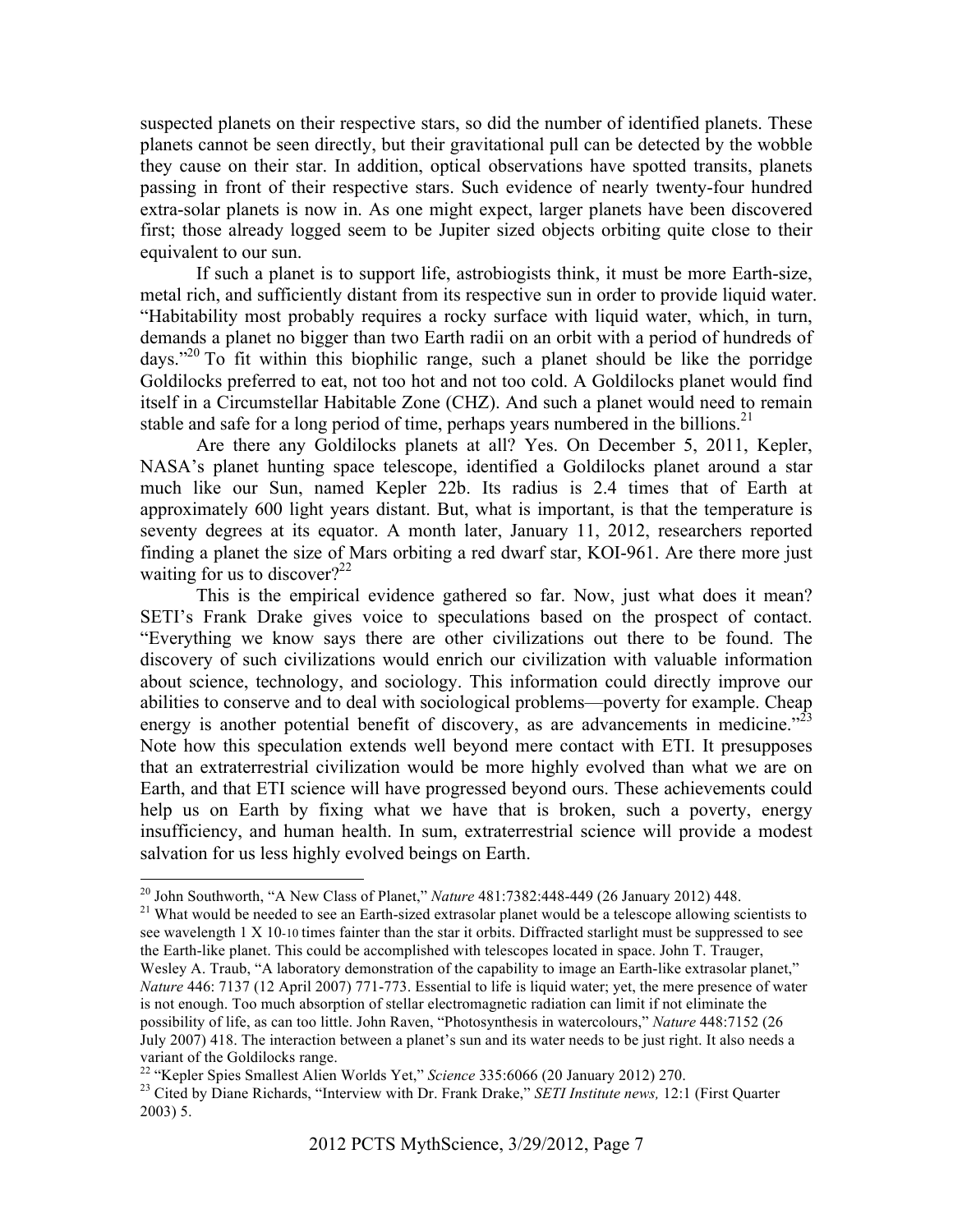suspected planets on their respective stars, so did the number of identified planets. These planets cannot be seen directly, but their gravitational pull can be detected by the wobble they cause on their star. In addition, optical observations have spotted transits, planets passing in front of their respective stars. Such evidence of nearly twenty-four hundred extra-solar planets is now in. As one might expect, larger planets have been discovered first; those already logged seem to be Jupiter sized objects orbiting quite close to their equivalent to our sun.

If such a planet is to support life, astrobiogists think, it must be more Earth-size, metal rich, and sufficiently distant from its respective sun in order to provide liquid water. "Habitability most probably requires a rocky surface with liquid water, which, in turn, demands a planet no bigger than two Earth radii on an orbit with a period of hundreds of days."[20] To fit within this biophilic range, such a planet should be like the porridge Goldilocks preferred to eat, not too hot and not too cold. A Goldilocks planet would find itself in a Circumstellar Habitable Zone (CHZ). And such a planet would need to remain stable and safe for a long period of time, perhaps years numbered in the billions.[21]

Are there any Goldilocks planets at all? Yes. On December 5, 2011, Kepler, NASA's planet hunting space telescope, identified a Goldilocks planet around a star much like our Sun, named Kepler 22b. Its radius is 2.4 times that of Earth at approximately 600 light years distant. But, what is important, is that the temperature is seventy degrees at its equator. A month later, January 11, 2012, researchers reported finding a planet the size of Mars orbiting a red dwarf star, KOI-961. Are there more just waiting for us to discover?[22]

This is the empirical evidence gathered so far. Now, just what does it mean? SETI's Frank Drake gives voice to speculations based on the prospect of contact. "Everything we know says there are other civilizations out there to be found. The discovery of such civilizations would enrich our civilization with valuable information about science, technology, and sociology. This information could directly improve our abilities to conserve and to deal with sociological problems—poverty for example. Cheap energy is another potential benefit of discovery, as are advancements in medicine."[23] Note how this speculation extends well beyond mere contact with ETI. It presupposes that an extraterrestrial civilization would be more highly evolved than what we are on Earth, and that ETI science will have progressed beyond ours. These achievements could help us on Earth by fixing what we have that is broken, such a poverty, energy insufficiency, and human health. In sum, extraterrestrial science will provide a modest salvation for us less highly evolved beings on Earth.

---

[20] John Southworth, "A New Class of Planet," *Nature* 481:7382:448-449 (26 January 2012) 448.

[21] What would be needed to see an Earth-sized extrasolar planet would be a telescope allowing scientists to see wavelength 1 X 10-10 times fainter than the star it orbits. Diffracted starlight must be suppressed to see the Earth-like planet. This could be accomplished with telescopes located in space. John T. Trauger, Wesley A. Traub, "A laboratory demonstration of the capability to image an Earth-like extrasolar planet," *Nature* 446: 7137 (12 April 2007) 771-773. Essential to life is liquid water; yet, the mere presence of water is not enough. Too much absorption of stellar electromagnetic radiation can limit if not eliminate the possibility of life, as can too little. John Raven, "Photosynthesis in watercolours," *Nature* 448:7152 (26 July 2007) 418. The interaction between a planet's sun and its water needs to be just right. It also needs a variant of the Goldilocks range.

[22] "Kepler Spies Smallest Alien Worlds Yet," *Science* 335:6066 (20 January 2012) 270.

[23] Cited by Diane Richards, "Interview with Dr. Frank Drake," *SETI Institute news,* 12:1 (First Quarter 2003) 5.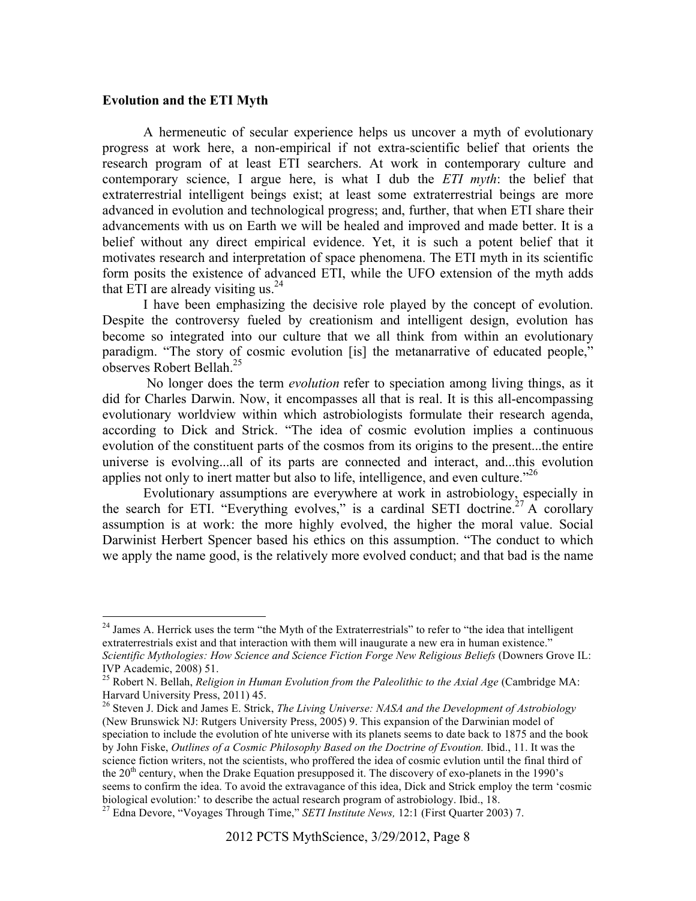**Evolution and the ETI Myth**

A hermeneutic of secular experience helps us uncover a myth of evolutionary progress at work here, a non-empirical if not extra-scientific belief that orients the research program of at least ETI searchers. At work in contemporary culture and contemporary science, I argue here, is what I dub the *ETI myth*: the belief that extraterrestrial intelligent beings exist; at least some extraterrestrial beings are more advanced in evolution and technological progress; and, further, that when ETI share their advancements with us on Earth we will be healed and improved and made better. It is a belief without any direct empirical evidence. Yet, it is such a potent belief that it motivates research and interpretation of space phenomena. The ETI myth in its scientific form posits the existence of advanced ETI, while the UFO extension of the myth adds that ETI are already visiting us.[24]

I have been emphasizing the decisive role played by the concept of evolution. Despite the controversy fueled by creationism and intelligent design, evolution has become so integrated into our culture that we all think from within an evolutionary paradigm. "The story of cosmic evolution [is] the metanarrative of educated people," observes Robert Bellah.[25]

No longer does the term *evolution* refer to speciation among living things, as it did for Charles Darwin. Now, it encompasses all that is real. It is this all-encompassing evolutionary worldview within which astrobiologists formulate their research agenda, according to Dick and Strick. "The idea of cosmic evolution implies a continuous evolution of the constituent parts of the cosmos from its origins to the present...the entire universe is evolving...all of its parts are connected and interact, and...this evolution applies not only to inert matter but also to life, intelligence, and even culture."[26]

Evolutionary assumptions are everywhere at work in astrobiology, especially in the search for ETI. "Everything evolves," is a cardinal SETI doctrine.[27] A corollary assumption is at work: the more highly evolved, the higher the moral value. Social Darwinist Herbert Spencer based his ethics on this assumption. "The conduct to which we apply the name good, is the relatively more evolved conduct; and that bad is the name

---

[24] James A. Herrick uses the term "the Myth of the Extraterrestrials" to refer to "the idea that intelligent extraterrestrials exist and that interaction with them will inaugurate a new era in human existence." *Scientific Mythologies: How Science and Science Fiction Forge New Religious Beliefs* (Downers Grove IL: IVP Academic, 2008) 51.

[25] Robert N. Bellah, *Religion in Human Evolution from the Paleolithic to the Axial Age* (Cambridge MA: Harvard University Press, 2011) 45.

[26] Steven J. Dick and James E. Strick, *The Living Universe: NASA and the Development of Astrobiology* (New Brunswick NJ: Rutgers University Press, 2005) 9. This expansion of the Darwinian model of speciation to include the evolution of hte universe with its planets seems to date back to 1875 and the book by John Fiske, *Outlines of a Cosmic Philosophy Based on the Doctrine of Evoution.* Ibid., 11. It was the science fiction writers, not the scientists, who proffered the idea of cosmic evlution until the final third of the 20th century, when the Drake Equation presupposed it. The discovery of exo-planets in the 1990's seems to confirm the idea. To avoid the extravagance of this idea, Dick and Strick employ the term 'cosmic biological evolution:' to describe the actual research program of astrobiology. Ibid., 18.

[27] Edna Devore, "Voyages Through Time," *SETI Institute News,* 12:1 (First Quarter 2003) 7.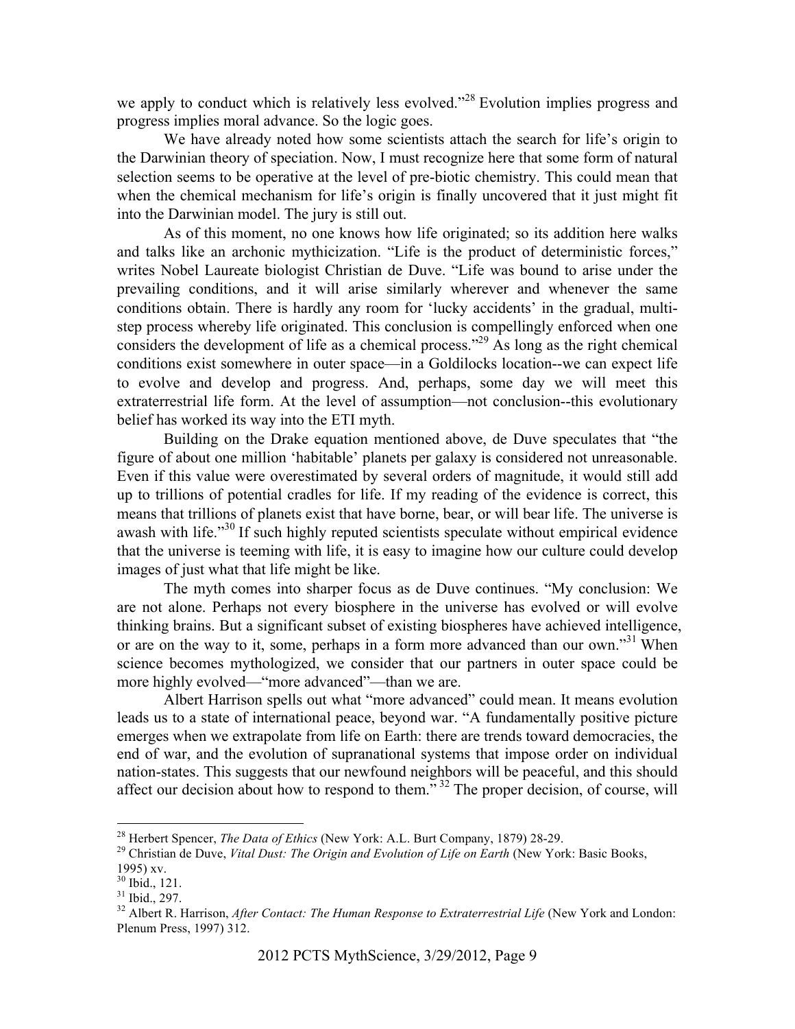we apply to conduct which is relatively less evolved."[28] Evolution implies progress and progress implies moral advance. So the logic goes.

We have already noted how some scientists attach the search for life's origin to the Darwinian theory of speciation. Now, I must recognize here that some form of natural selection seems to be operative at the level of pre-biotic chemistry. This could mean that when the chemical mechanism for life's origin is finally uncovered that it just might fit into the Darwinian model. The jury is still out.

As of this moment, no one knows how life originated; so its addition here walks and talks like an archonic mythicization. "Life is the product of deterministic forces," writes Nobel Laureate biologist Christian de Duve. "Life was bound to arise under the prevailing conditions, and it will arise similarly wherever and whenever the same conditions obtain. There is hardly any room for 'lucky accidents' in the gradual, multi-step process whereby life originated. This conclusion is compellingly enforced when one considers the development of life as a chemical process."[29] As long as the right chemical conditions exist somewhere in outer space—in a Goldilocks location--we can expect life to evolve and develop and progress. And, perhaps, some day we will meet this extraterrestrial life form. At the level of assumption—not conclusion--this evolutionary belief has worked its way into the ETI myth.

Building on the Drake equation mentioned above, de Duve speculates that "the figure of about one million 'habitable' planets per galaxy is considered not unreasonable. Even if this value were overestimated by several orders of magnitude, it would still add up to trillions of potential cradles for life. If my reading of the evidence is correct, this means that trillions of planets exist that have borne, bear, or will bear life. The universe is awash with life."[30] If such highly reputed scientists speculate without empirical evidence that the universe is teeming with life, it is easy to imagine how our culture could develop images of just what that life might be like.

The myth comes into sharper focus as de Duve continues. "My conclusion: We are not alone. Perhaps not every biosphere in the universe has evolved or will evolve thinking brains. But a significant subset of existing biospheres have achieved intelligence, or are on the way to it, some, perhaps in a form more advanced than our own."[31] When science becomes mythologized, we consider that our partners in outer space could be more highly evolved—"more advanced"—than we are.

Albert Harrison spells out what "more advanced" could mean. It means evolution leads us to a state of international peace, beyond war. "A fundamentally positive picture emerges when we extrapolate from life on Earth: there are trends toward democracies, the end of war, and the evolution of supranational systems that impose order on individual nation-states. This suggests that our newfound neighbors will be peaceful, and this should affect our decision about how to respond to them."[32] The proper decision, of course, will

---

[28] Herbert Spencer, *The Data of Ethics* (New York: A.L. Burt Company, 1879) 28-29.

[29] Christian de Duve, *Vital Dust: The Origin and Evolution of Life on Earth* (New York: Basic Books, 1995) xv.

[30] Ibid., 121.

[31] Ibid., 297.

[32] Albert R. Harrison, *After Contact: The Human Response to Extraterrestrial Life* (New York and London: Plenum Press, 1997) 312.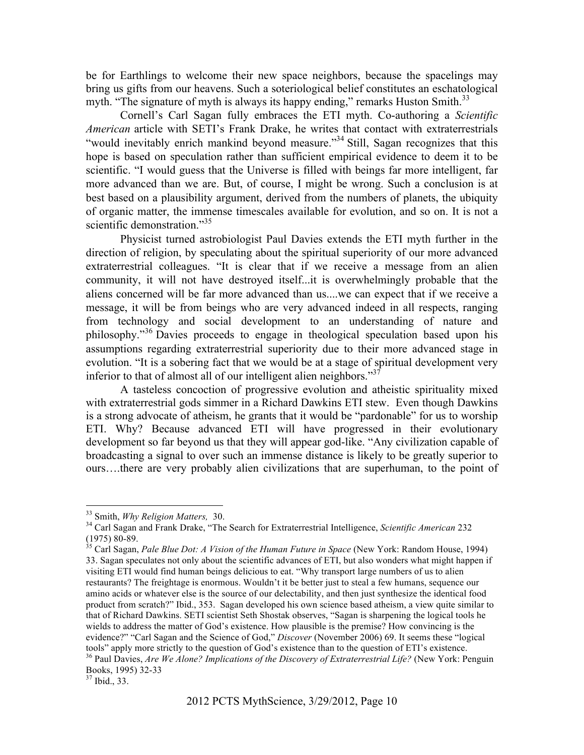be for Earthlings to welcome their new space neighbors, because the spacelings may bring us gifts from our heavens. Such a soteriological belief constitutes an eschatological myth. "The signature of myth is always its happy ending," remarks Huston Smith.[33]

Cornell's Carl Sagan fully embraces the ETI myth. Co-authoring a *Scientific American* article with SETI's Frank Drake, he writes that contact with extraterrestrials "would inevitably enrich mankind beyond measure."[34] Still, Sagan recognizes that this hope is based on speculation rather than sufficient empirical evidence to deem it to be scientific. "I would guess that the Universe is filled with beings far more intelligent, far more advanced than we are. But, of course, I might be wrong. Such a conclusion is at best based on a plausibility argument, derived from the numbers of planets, the ubiquity of organic matter, the immense timescales available for evolution, and so on. It is not a scientific demonstration."[35]

Physicist turned astrobiologist Paul Davies extends the ETI myth further in the direction of religion, by speculating about the spiritual superiority of our more advanced extraterrestrial colleagues. "It is clear that if we receive a message from an alien community, it will not have destroyed itself...it is overwhelmingly probable that the aliens concerned will be far more advanced than us....we can expect that if we receive a message, it will be from beings who are very advanced indeed in all respects, ranging from technology and social development to an understanding of nature and philosophy."[36] Davies proceeds to engage in theological speculation based upon his assumptions regarding extraterrestrial superiority due to their more advanced stage in evolution. "It is a sobering fact that we would be at a stage of spiritual development very inferior to that of almost all of our intelligent alien neighbors."[37]

A tasteless concoction of progressive evolution and atheistic spirituality mixed with extraterrestrial gods simmer in a Richard Dawkins ETI stew. Even though Dawkins is a strong advocate of atheism, he grants that it would be "pardonable" for us to worship ETI. Why? Because advanced ETI will have progressed in their evolutionary development so far beyond us that they will appear god-like. "Any civilization capable of broadcasting a signal to over such an immense distance is likely to be greatly superior to ours….there are very probably alien civilizations that are superhuman, to the point of

---

[33] Smith, *Why Religion Matters,* 30.

[34] Carl Sagan and Frank Drake, "The Search for Extraterrestrial Intelligence, *Scientific American* 232 (1975) 80-89.

[35] Carl Sagan, *Pale Blue Dot: A Vision of the Human Future in Space* (New York: Random House, 1994) 33. Sagan speculates not only about the scientific advances of ETI, but also wonders what might happen if visiting ETI would find human beings delicious to eat. "Why transport large numbers of us to alien restaurants? The freightage is enormous. Wouldn't it be better just to steal a few humans, sequence our amino acids or whatever else is the source of our delectability, and then just synthesize the identical food product from scratch?" Ibid., 353. Sagan developed his own science based atheism, a view quite similar to that of Richard Dawkins. SETI scientist Seth Shostak observes, "Sagan is sharpening the logical tools he wields to address the matter of God's existence. How plausible is the premise? How convincing is the evidence?" "Carl Sagan and the Science of God," *Discover* (November 2006) 69. It seems these "logical tools" apply more strictly to the question of God's existence than to the question of ETI's existence.

[36] Paul Davies, *Are We Alone? Implications of the Discovery of Extraterrestrial Life?* (New York: Penguin Books, 1995) 32-33

[37] Ibid., 33.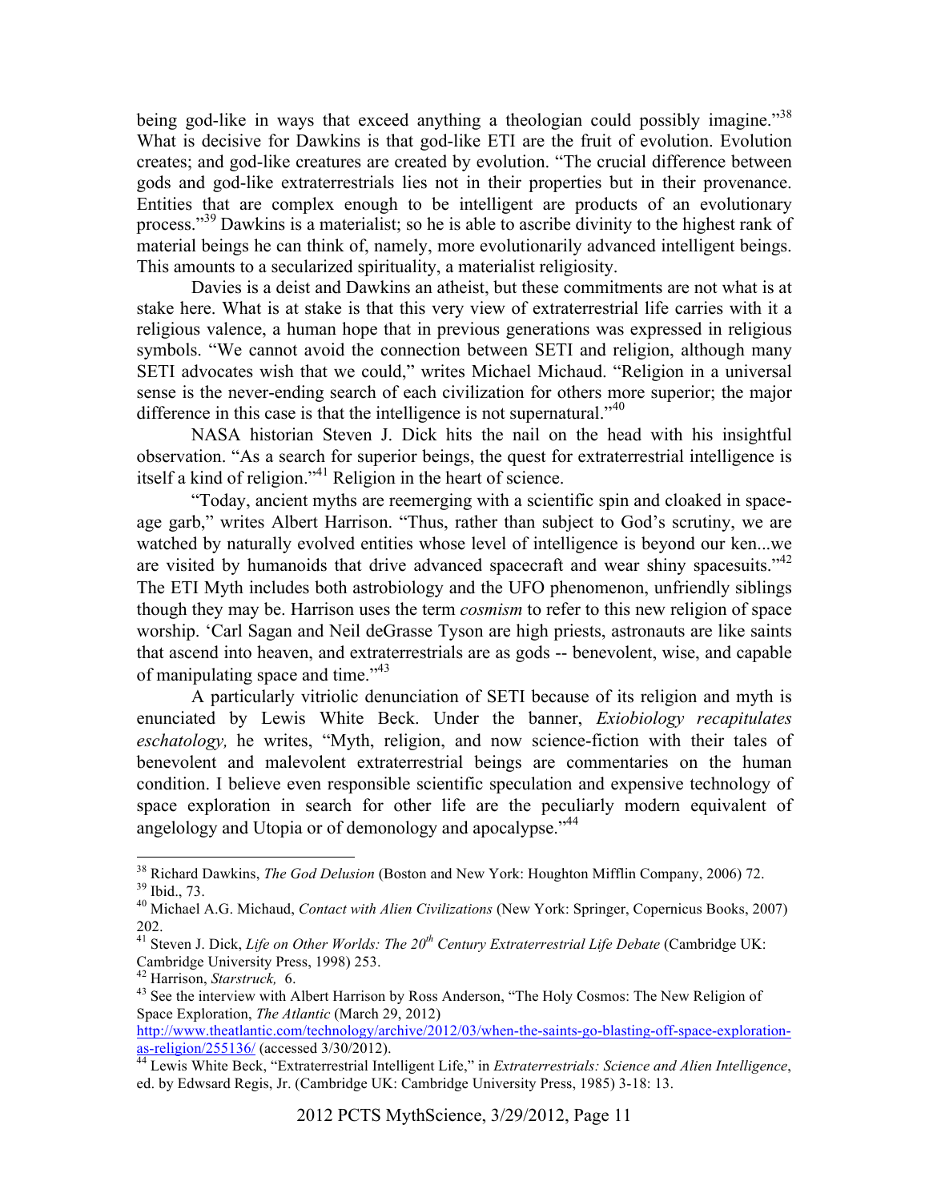being god-like in ways that exceed anything a theologian could possibly imagine."[38] What is decisive for Dawkins is that god-like ETI are the fruit of evolution. Evolution creates; and god-like creatures are created by evolution. "The crucial difference between gods and god-like extraterrestrials lies not in their properties but in their provenance. Entities that are complex enough to be intelligent are products of an evolutionary process."[39] Dawkins is a materialist; so he is able to ascribe divinity to the highest rank of material beings he can think of, namely, more evolutionarily advanced intelligent beings. This amounts to a secularized spirituality, a materialist religiosity.

Davies is a deist and Dawkins an atheist, but these commitments are not what is at stake here. What is at stake is that this very view of extraterrestrial life carries with it a religious valence, a human hope that in previous generations was expressed in religious symbols. "We cannot avoid the connection between SETI and religion, although many SETI advocates wish that we could," writes Michael Michaud. "Religion in a universal sense is the never-ending search of each civilization for others more superior; the major difference in this case is that the intelligence is not supernatural."[40]

NASA historian Steven J. Dick hits the nail on the head with his insightful observation. "As a search for superior beings, the quest for extraterrestrial intelligence is itself a kind of religion."[41] Religion in the heart of science.

"Today, ancient myths are reemerging with a scientific spin and cloaked in space-age garb," writes Albert Harrison. "Thus, rather than subject to God's scrutiny, we are watched by naturally evolved entities whose level of intelligence is beyond our ken...we are visited by humanoids that drive advanced spacecraft and wear shiny spacesuits."[42] The ETI Myth includes both astrobiology and the UFO phenomenon, unfriendly siblings though they may be. Harrison uses the term *cosmism* to refer to this new religion of space worship. 'Carl Sagan and Neil deGrasse Tyson are high priests, astronauts are like saints that ascend into heaven, and extraterrestrials are as gods -- benevolent, wise, and capable of manipulating space and time."[43]

A particularly vitriolic denunciation of SETI because of its religion and myth is enunciated by Lewis White Beck. Under the banner, *Exiobiology recapitulates eschatology,* he writes, "Myth, religion, and now science-fiction with their tales of benevolent and malevolent extraterrestrial beings are commentaries on the human condition. I believe even responsible scientific speculation and expensive technology of space exploration in search for other life are the peculiarly modern equivalent of angelology and Utopia or of demonology and apocalypse."[44]

---

[38] Richard Dawkins, *The God Delusion* (Boston and New York: Houghton Mifflin Company, 2006) 72.

[39] Ibid., 73.

[40] Michael A.G. Michaud, *Contact with Alien Civilizations* (New York: Springer, Copernicus Books, 2007) 202.

[41] Steven J. Dick, *Life on Other Worlds: The 20th Century Extraterrestrial Life Debate* (Cambridge UK: Cambridge University Press, 1998) 253.

[42] Harrison, *Starstruck,* 6.

[43] See the interview with Albert Harrison by Ross Anderson, "The Holy Cosmos: The New Religion of Space Exploration, *The Atlantic* (March 29, 2012) http://www.theatlantic.com/technology/archive/2012/03/when-the-saints-go-blasting-off-space-exploration-as-religion/255136/ (accessed 3/30/2012).

[44] Lewis White Beck, "Extraterrestrial Intelligent Life," in *Extraterrestrials: Science and Alien Intelligence*, ed. by Edwsard Regis, Jr. (Cambridge UK: Cambridge University Press, 1985) 3-18: 13.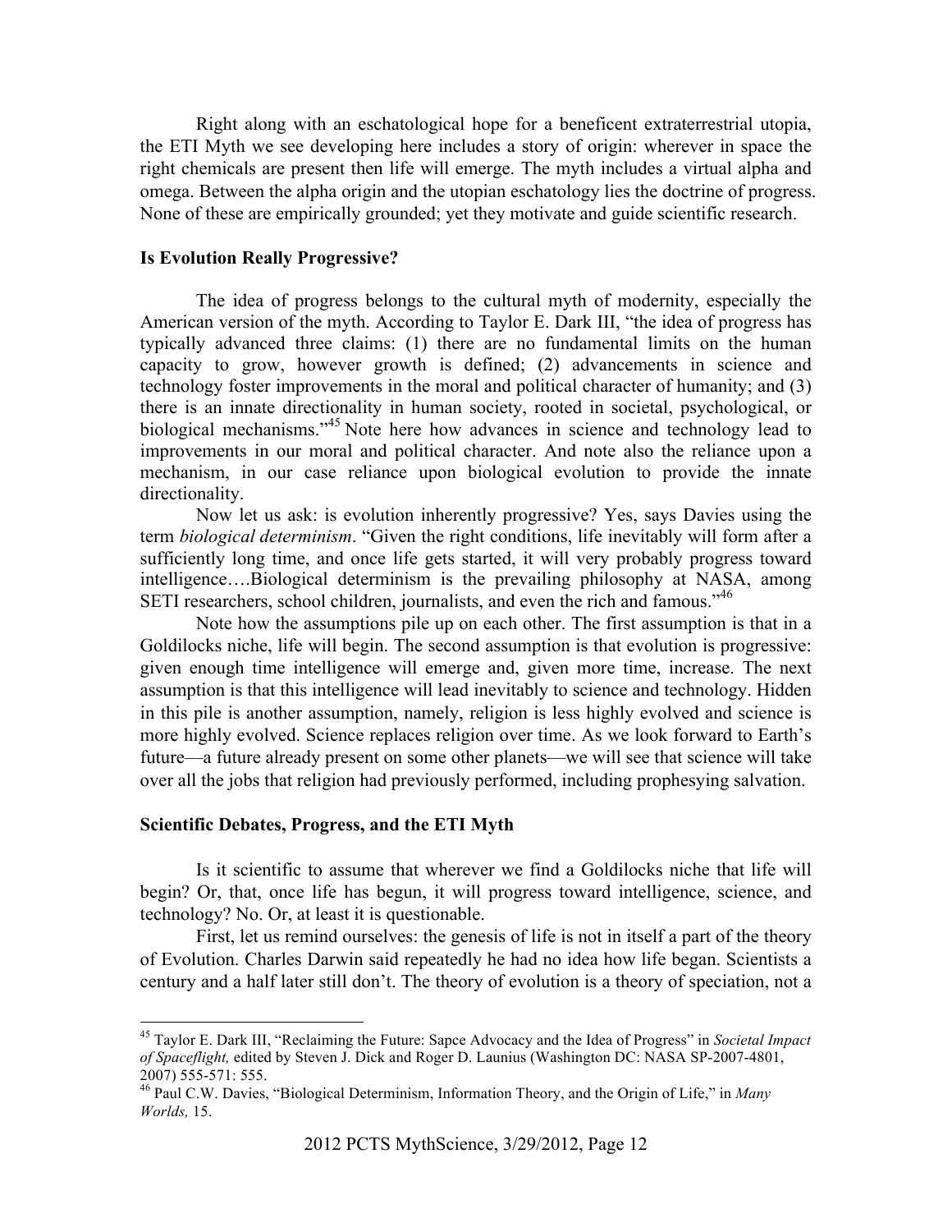Right along with an eschatological hope for a beneficent extraterrestrial utopia, the ETI Myth we see developing here includes a story of origin: wherever in space the right chemicals are present then life will emerge. The myth includes a virtual alpha and omega. Between the alpha origin and the utopian eschatology lies the doctrine of progress. None of these are empirically grounded; yet they motivate and guide scientific research.

### Is Evolution Really Progressive?

The idea of progress belongs to the cultural myth of modernity, especially the American version of the myth. According to Taylor E. Dark III, "the idea of progress has typically advanced three claims: (1) there are no fundamental limits on the human capacity to grow, however growth is defined; (2) advancements in science and technology foster improvements in the moral and political character of humanity; and (3) there is an innate directionality in human society, rooted in societal, psychological, or biological mechanisms."[45] Note here how advances in science and technology lead to improvements in our moral and political character. And note also the reliance upon a mechanism, in our case reliance upon biological evolution to provide the innate directionality.

Now let us ask: is evolution inherently progressive? Yes, says Davies using the term *biological determinism*. "Given the right conditions, life inevitably will form after a sufficiently long time, and once life gets started, it will very probably progress toward intelligence….Biological determinism is the prevailing philosophy at NASA, among SETI researchers, school children, journalists, and even the rich and famous."[46]

Note how the assumptions pile up on each other. The first assumption is that in a Goldilocks niche, life will begin. The second assumption is that evolution is progressive: given enough time intelligence will emerge and, given more time, increase. The next assumption is that this intelligence will lead inevitably to science and technology. Hidden in this pile is another assumption, namely, religion is less highly evolved and science is more highly evolved. Science replaces religion over time. As we look forward to Earth's future—a future already present on some other planets—we will see that science will take over all the jobs that religion had previously performed, including prophesying salvation.

### Scientific Debates, Progress, and the ETI Myth

Is it scientific to assume that wherever we find a Goldilocks niche that life will begin? Or, that, once life has begun, it will progress toward intelligence, science, and technology? No. Or, at least it is questionable.

First, let us remind ourselves: the genesis of life is not in itself a part of the theory of Evolution. Charles Darwin said repeatedly he had no idea how life began. Scientists a century and a half later still don't. The theory of evolution is a theory of speciation, not a

---

[45] Taylor E. Dark III, "Reclaiming the Future: Sapce Advocacy and the Idea of Progress" in *Societal Impact of Spaceflight,* edited by Steven J. Dick and Roger D. Launius (Washington DC: NASA SP-2007-4801, 2007) 555-571: 555.

[46] Paul C.W. Davies, "Biological Determinism, Information Theory, and the Origin of Life," in *Many Worlds,* 15.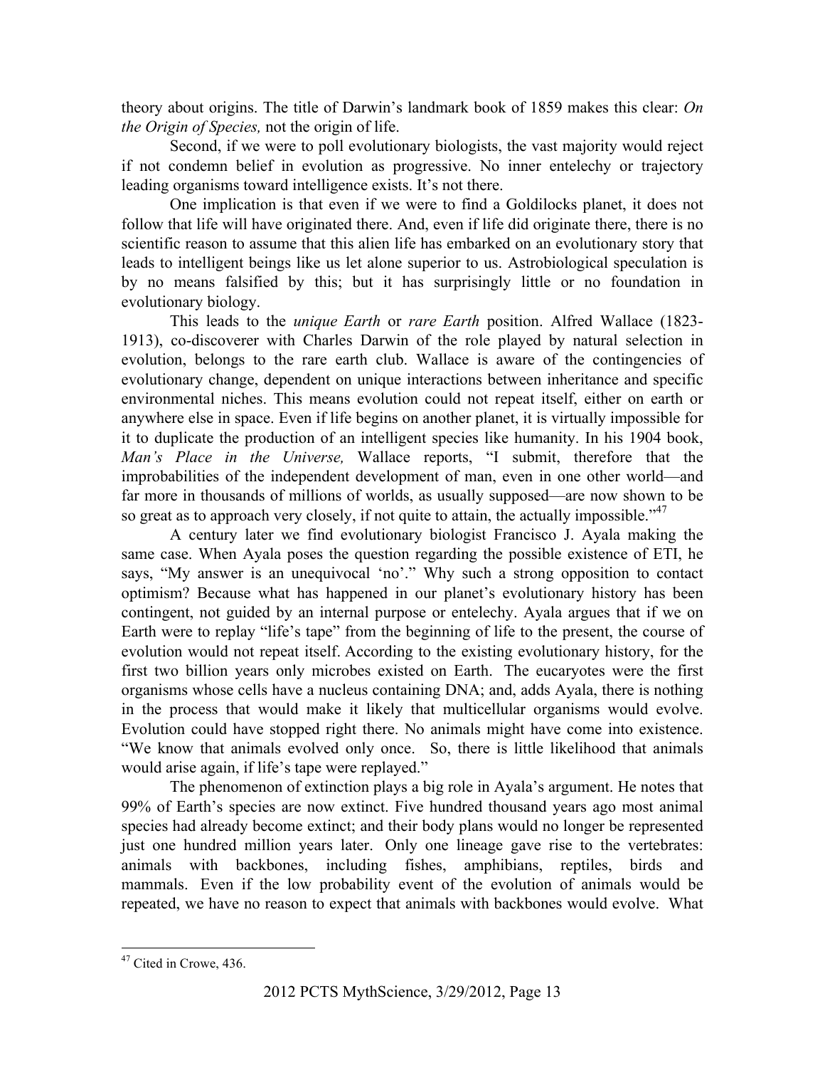theory about origins. The title of Darwin's landmark book of 1859 makes this clear: *On the Origin of Species,* not the origin of life.

Second, if we were to poll evolutionary biologists, the vast majority would reject if not condemn belief in evolution as progressive. No inner entelechy or trajectory leading organisms toward intelligence exists. It's not there.

One implication is that even if we were to find a Goldilocks planet, it does not follow that life will have originated there. And, even if life did originate there, there is no scientific reason to assume that this alien life has embarked on an evolutionary story that leads to intelligent beings like us let alone superior to us. Astrobiological speculation is by no means falsified by this; but it has surprisingly little or no foundation in evolutionary biology.

This leads to the *unique Earth* or *rare Earth* position. Alfred Wallace (1823-1913), co-discoverer with Charles Darwin of the role played by natural selection in evolution, belongs to the rare earth club. Wallace is aware of the contingencies of evolutionary change, dependent on unique interactions between inheritance and specific environmental niches. This means evolution could not repeat itself, either on earth or anywhere else in space. Even if life begins on another planet, it is virtually impossible for it to duplicate the production of an intelligent species like humanity. In his 1904 book, *Man's Place in the Universe,* Wallace reports, "I submit, therefore that the improbabilities of the independent development of man, even in one other world—and far more in thousands of millions of worlds, as usually supposed—are now shown to be so great as to approach very closely, if not quite to attain, the actually impossible."[47]

A century later we find evolutionary biologist Francisco J. Ayala making the same case. When Ayala poses the question regarding the possible existence of ETI, he says, "My answer is an unequivocal 'no'." Why such a strong opposition to contact optimism? Because what has happened in our planet's evolutionary history has been contingent, not guided by an internal purpose or entelechy. Ayala argues that if we on Earth were to replay "life's tape" from the beginning of life to the present, the course of evolution would not repeat itself. According to the existing evolutionary history, for the first two billion years only microbes existed on Earth. The eucaryotes were the first organisms whose cells have a nucleus containing DNA; and, adds Ayala, there is nothing in the process that would make it likely that multicellular organisms would evolve. Evolution could have stopped right there. No animals might have come into existence. "We know that animals evolved only once. So, there is little likelihood that animals would arise again, if life's tape were replayed."

The phenomenon of extinction plays a big role in Ayala's argument. He notes that 99% of Earth's species are now extinct. Five hundred thousand years ago most animal species had already become extinct; and their body plans would no longer be represented just one hundred million years later. Only one lineage gave rise to the vertebrates: animals with backbones, including fishes, amphibians, reptiles, birds and mammals. Even if the low probability event of the evolution of animals would be repeated, we have no reason to expect that animals with backbones would evolve. What

[47] Cited in Crowe, 436.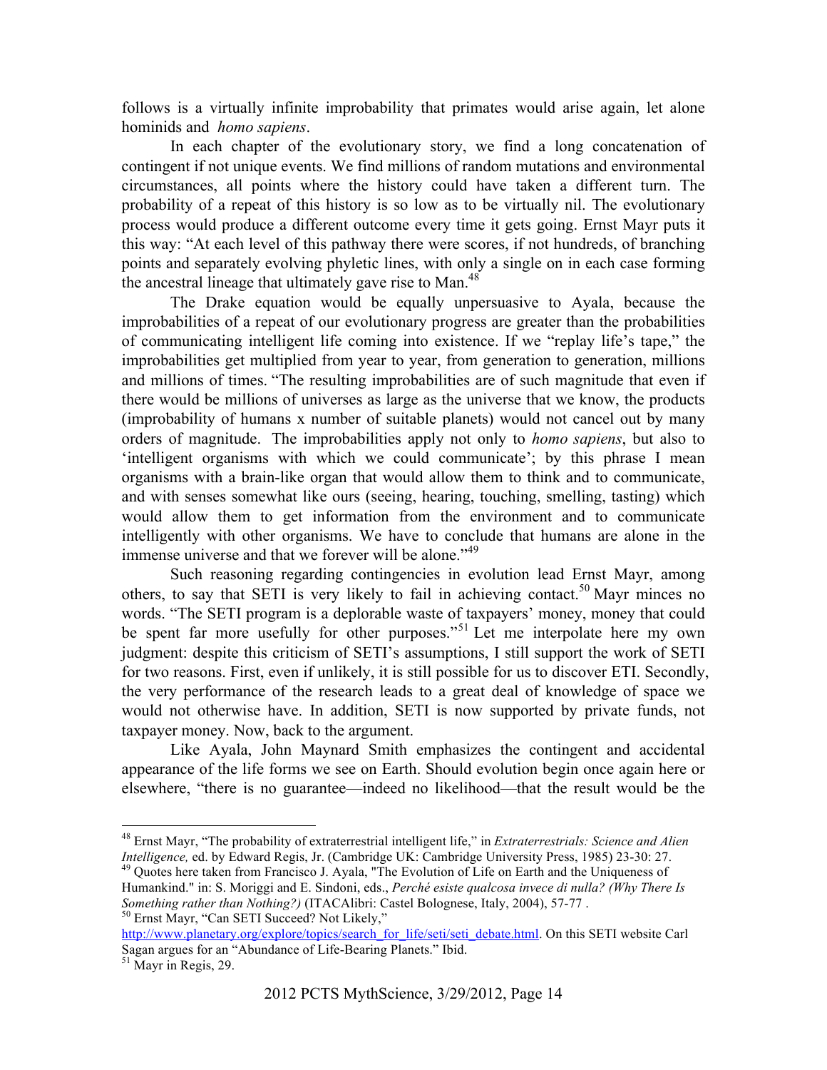follows is a virtually infinite improbability that primates would arise again, let alone hominids and *homo sapiens*.

In each chapter of the evolutionary story, we find a long concatenation of contingent if not unique events. We find millions of random mutations and environmental circumstances, all points where the history could have taken a different turn. The probability of a repeat of this history is so low as to be virtually nil. The evolutionary process would produce a different outcome every time it gets going. Ernst Mayr puts it this way: "At each level of this pathway there were scores, if not hundreds, of branching points and separately evolving phyletic lines, with only a single on in each case forming the ancestral lineage that ultimately gave rise to Man.[48]

The Drake equation would be equally unpersuasive to Ayala, because the improbabilities of a repeat of our evolutionary progress are greater than the probabilities of communicating intelligent life coming into existence. If we "replay life's tape," the improbabilities get multiplied from year to year, from generation to generation, millions and millions of times. "The resulting improbabilities are of such magnitude that even if there would be millions of universes as large as the universe that we know, the products (improbability of humans x number of suitable planets) would not cancel out by many orders of magnitude. The improbabilities apply not only to *homo sapiens*, but also to 'intelligent organisms with which we could communicate'; by this phrase I mean organisms with a brain-like organ that would allow them to think and to communicate, and with senses somewhat like ours (seeing, hearing, touching, smelling, tasting) which would allow them to get information from the environment and to communicate intelligently with other organisms. We have to conclude that humans are alone in the immense universe and that we forever will be alone."[49]

Such reasoning regarding contingencies in evolution lead Ernst Mayr, among others, to say that SETI is very likely to fail in achieving contact.[50] Mayr minces no words. "The SETI program is a deplorable waste of taxpayers' money, money that could be spent far more usefully for other purposes."[51] Let me interpolate here my own judgment: despite this criticism of SETI's assumptions, I still support the work of SETI for two reasons. First, even if unlikely, it is still possible for us to discover ETI. Secondly, the very performance of the research leads to a great deal of knowledge of space we would not otherwise have. In addition, SETI is now supported by private funds, not taxpayer money. Now, back to the argument.

Like Ayala, John Maynard Smith emphasizes the contingent and accidental appearance of the life forms we see on Earth. Should evolution begin once again here or elsewhere, "there is no guarantee—indeed no likelihood—that the result would be the

---

[48] Ernst Mayr, "The probability of extraterrestrial intelligent life," in *Extraterrestrials: Science and Alien Intelligence,* ed. by Edward Regis, Jr. (Cambridge UK: Cambridge University Press, 1985) 23-30: 27.

[49] Quotes here taken from Francisco J. Ayala, "The Evolution of Life on Earth and the Uniqueness of Humankind." in: S. Moriggi and E. Sindoni, eds., *Perché esiste qualcosa invece di nulla? (Why There Is Something rather than Nothing?)* (ITACAlibri: Castel Bolognese, Italy, 2004), 57-77 .

[50] Ernst Mayr, "Can SETI Succeed? Not Likely," http://www.planetary.org/explore/topics/search_for_life/seti/seti_debate.html. On this SETI website Carl Sagan argues for an "Abundance of Life-Bearing Planets." Ibid.

[51] Mayr in Regis, 29.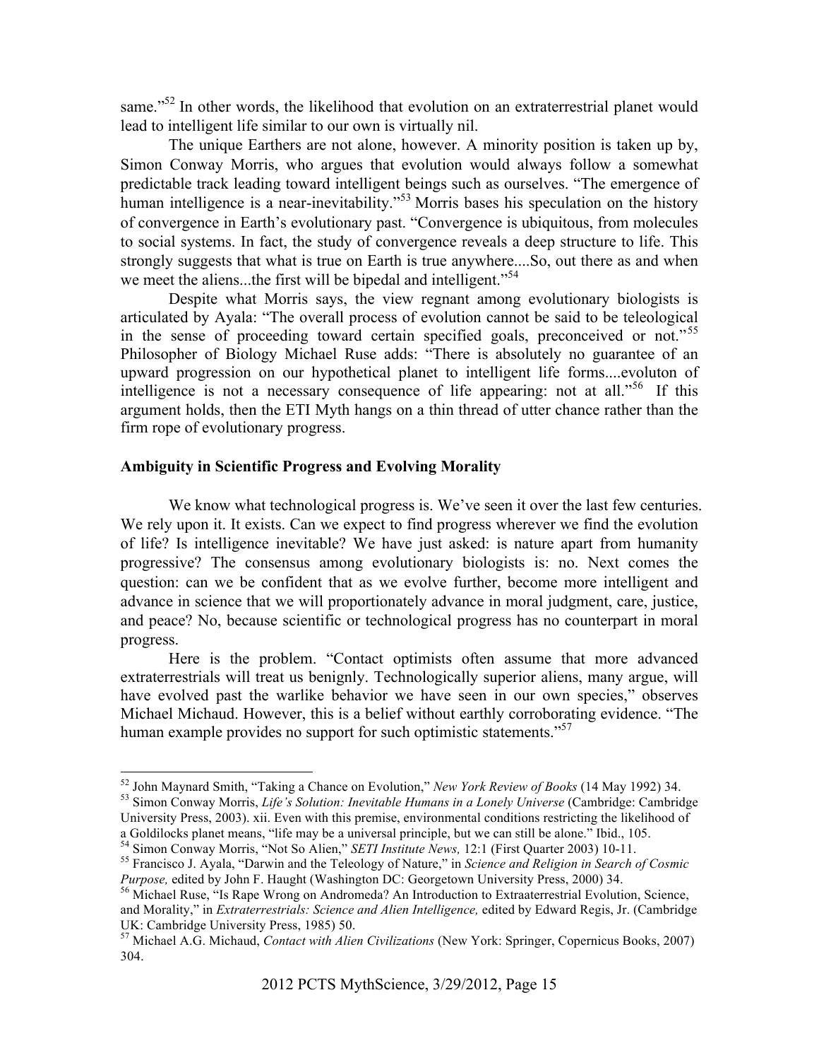same."[52] In other words, the likelihood that evolution on an extraterrestrial planet would lead to intelligent life similar to our own is virtually nil.

The unique Earthers are not alone, however. A minority position is taken up by, Simon Conway Morris, who argues that evolution would always follow a somewhat predictable track leading toward intelligent beings such as ourselves. "The emergence of human intelligence is a near-inevitability."[53] Morris bases his speculation on the history of convergence in Earth's evolutionary past. "Convergence is ubiquitous, from molecules to social systems. In fact, the study of convergence reveals a deep structure to life. This strongly suggests that what is true on Earth is true anywhere....So, out there as and when we meet the aliens...the first will be bipedal and intelligent."[54]

Despite what Morris says, the view regnant among evolutionary biologists is articulated by Ayala: "The overall process of evolution cannot be said to be teleological in the sense of proceeding toward certain specified goals, preconceived or not."[55] Philosopher of Biology Michael Ruse adds: "There is absolutely no guarantee of an upward progression on our hypothetical planet to intelligent life forms....evoluton of intelligence is not a necessary consequence of life appearing: not at all."[56] If this argument holds, then the ETI Myth hangs on a thin thread of utter chance rather than the firm rope of evolutionary progress.

**Ambiguity in Scientific Progress and Evolving Morality**

We know what technological progress is. We've seen it over the last few centuries. We rely upon it. It exists. Can we expect to find progress wherever we find the evolution of life? Is intelligence inevitable? We have just asked: is nature apart from humanity progressive? The consensus among evolutionary biologists is: no. Next comes the question: can we be confident that as we evolve further, become more intelligent and advance in science that we will proportionately advance in moral judgment, care, justice, and peace? No, because scientific or technological progress has no counterpart in moral progress.

Here is the problem. "Contact optimists often assume that more advanced extraterrestrials will treat us benignly. Technologically superior aliens, many argue, will have evolved past the warlike behavior we have seen in our own species," observes Michael Michaud. However, this is a belief without earthly corroborating evidence. "The human example provides no support for such optimistic statements."[57]

---

[52] John Maynard Smith, "Taking a Chance on Evolution," *New York Review of Books* (14 May 1992) 34.

[53] Simon Conway Morris, *Life's Solution: Inevitable Humans in a Lonely Universe* (Cambridge: Cambridge University Press, 2003). xii. Even with this premise, environmental conditions restricting the likelihood of a Goldilocks planet means, "life may be a universal principle, but we can still be alone." Ibid., 105.

[54] Simon Conway Morris, "Not So Alien," *SETI Institute News,* 12:1 (First Quarter 2003) 10-11.

[55] Francisco J. Ayala, "Darwin and the Teleology of Nature," in *Science and Religion in Search of Cosmic Purpose,* edited by John F. Haught (Washington DC: Georgetown University Press, 2000) 34.

[56] Michael Ruse, "Is Rape Wrong on Andromeda? An Introduction to Extraaterrestrial Evolution, Science, and Morality," in *Extraterrestrials: Science and Alien Intelligence,* edited by Edward Regis, Jr. (Cambridge UK: Cambridge University Press, 1985) 50.

[57] Michael A.G. Michaud, *Contact with Alien Civilizations* (New York: Springer, Copernicus Books, 2007) 304.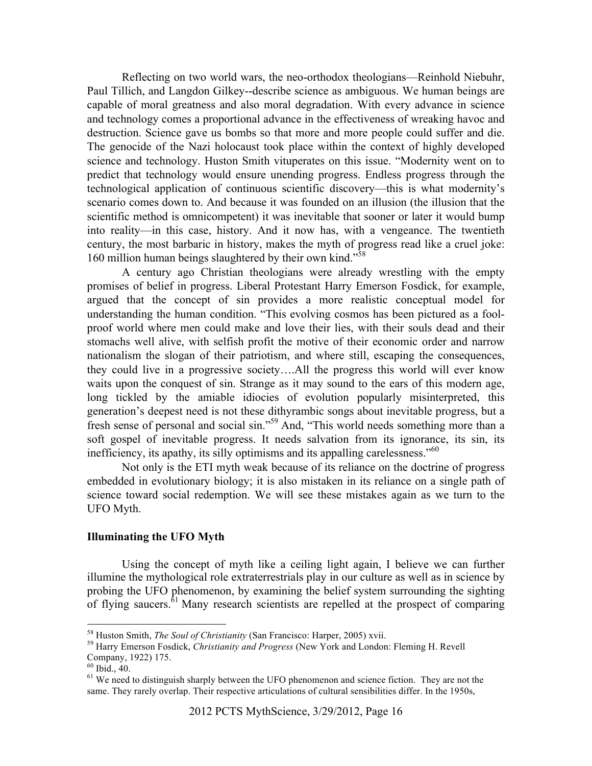Reflecting on two world wars, the neo-orthodox theologians—Reinhold Niebuhr, Paul Tillich, and Langdon Gilkey--describe science as ambiguous. We human beings are capable of moral greatness and also moral degradation. With every advance in science and technology comes a proportional advance in the effectiveness of wreaking havoc and destruction. Science gave us bombs so that more and more people could suffer and die. The genocide of the Nazi holocaust took place within the context of highly developed science and technology. Huston Smith vituperates on this issue. "Modernity went on to predict that technology would ensure unending progress. Endless progress through the technological application of continuous scientific discovery—this is what modernity's scenario comes down to. And because it was founded on an illusion (the illusion that the scientific method is omnicompetent) it was inevitable that sooner or later it would bump into reality—in this case, history. And it now has, with a vengeance. The twentieth century, the most barbaric in history, makes the myth of progress read like a cruel joke: 160 million human beings slaughtered by their own kind."[58]

A century ago Christian theologians were already wrestling with the empty promises of belief in progress. Liberal Protestant Harry Emerson Fosdick, for example, argued that the concept of sin provides a more realistic conceptual model for understanding the human condition. "This evolving cosmos has been pictured as a fool-proof world where men could make and love their lies, with their souls dead and their stomachs well alive, with selfish profit the motive of their economic order and narrow nationalism the slogan of their patriotism, and where still, escaping the consequences, they could live in a progressive society….All the progress this world will ever know waits upon the conquest of sin. Strange as it may sound to the ears of this modern age, long tickled by the amiable idiocies of evolution popularly misinterpreted, this generation's deepest need is not these dithyrambic songs about inevitable progress, but a fresh sense of personal and social sin."[59] And, "This world needs something more than a soft gospel of inevitable progress. It needs salvation from its ignorance, its sin, its inefficiency, its apathy, its silly optimisms and its appalling carelessness."[60]

Not only is the ETI myth weak because of its reliance on the doctrine of progress embedded in evolutionary biology; it is also mistaken in its reliance on a single path of science toward social redemption. We will see these mistakes again as we turn to the UFO Myth.

**Illuminating the UFO Myth**

Using the concept of myth like a ceiling light again, I believe we can further illumine the mythological role extraterrestrials play in our culture as well as in science by probing the UFO phenomenon, by examining the belief system surrounding the sighting of flying saucers.[61] Many research scientists are repelled at the prospect of comparing

---

[58] Huston Smith, *The Soul of Christianity* (San Francisco: Harper, 2005) xvii.

[59] Harry Emerson Fosdick, *Christianity and Progress* (New York and London: Fleming H. Revell Company, 1922) 175.

[60] Ibid., 40.

[61] We need to distinguish sharply between the UFO phenomenon and science fiction. They are not the same. They rarely overlap. Their respective articulations of cultural sensibilities differ. In the 1950s,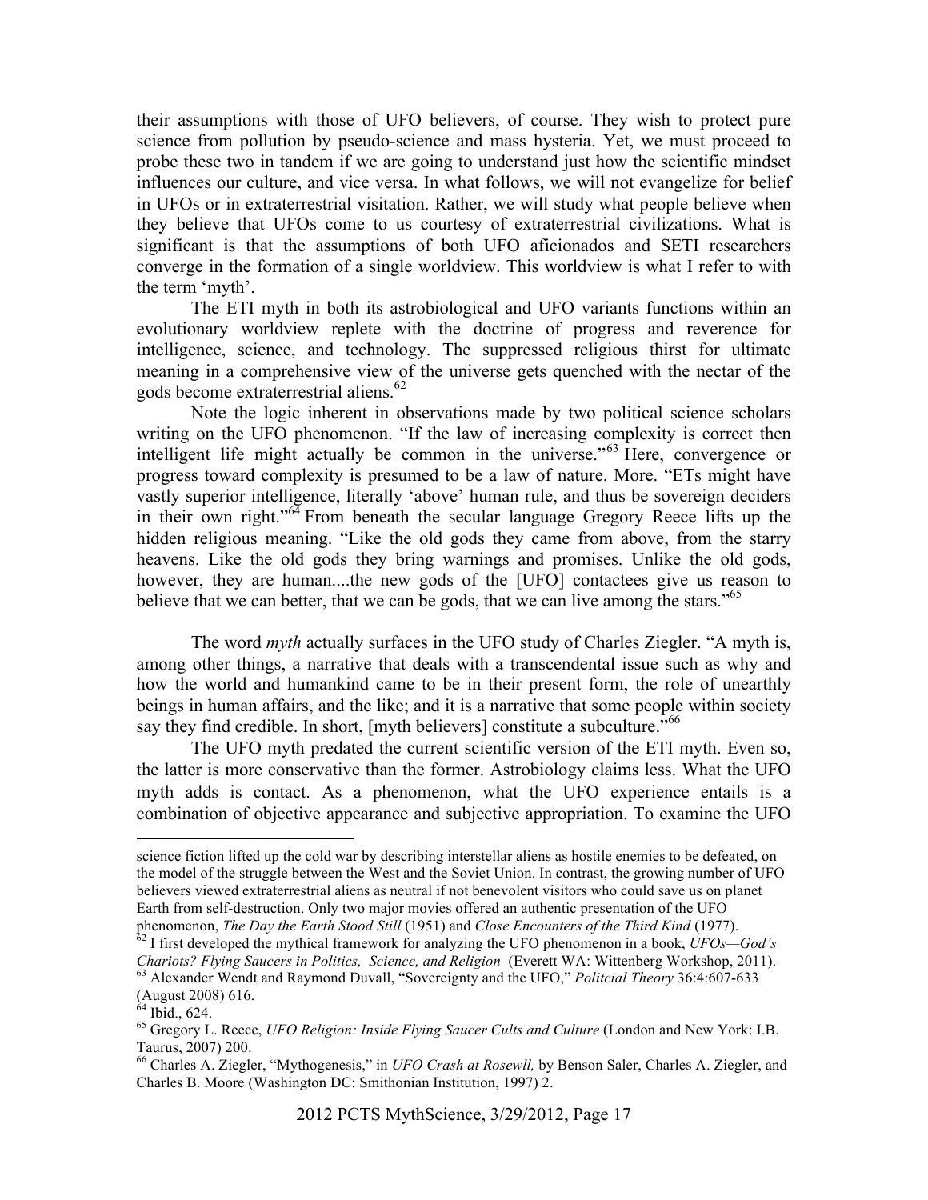their assumptions with those of UFO believers, of course. They wish to protect pure science from pollution by pseudo-science and mass hysteria. Yet, we must proceed to probe these two in tandem if we are going to understand just how the scientific mindset influences our culture, and vice versa. In what follows, we will not evangelize for belief in UFOs or in extraterrestrial visitation. Rather, we will study what people believe when they believe that UFOs come to us courtesy of extraterrestrial civilizations. What is significant is that the assumptions of both UFO aficionados and SETI researchers converge in the formation of a single worldview. This worldview is what I refer to with the term 'myth'.

The ETI myth in both its astrobiological and UFO variants functions within an evolutionary worldview replete with the doctrine of progress and reverence for intelligence, science, and technology. The suppressed religious thirst for ultimate meaning in a comprehensive view of the universe gets quenched with the nectar of the gods become extraterrestrial aliens.[62]

Note the logic inherent in observations made by two political science scholars writing on the UFO phenomenon. "If the law of increasing complexity is correct then intelligent life might actually be common in the universe."[63] Here, convergence or progress toward complexity is presumed to be a law of nature. More. "ETs might have vastly superior intelligence, literally 'above' human rule, and thus be sovereign deciders in their own right."[64] From beneath the secular language Gregory Reece lifts up the hidden religious meaning. "Like the old gods they came from above, from the starry heavens. Like the old gods they bring warnings and promises. Unlike the old gods, however, they are human....the new gods of the [UFO] contactees give us reason to believe that we can better, that we can be gods, that we can live among the stars."[65]

The word *myth* actually surfaces in the UFO study of Charles Ziegler. "A myth is, among other things, a narrative that deals with a transcendental issue such as why and how the world and humankind came to be in their present form, the role of unearthly beings in human affairs, and the like; and it is a narrative that some people within society say they find credible. In short, [myth believers] constitute a subculture."[66]

The UFO myth predated the current scientific version of the ETI myth. Even so, the latter is more conservative than the former. Astrobiology claims less. What the UFO myth adds is contact. As a phenomenon, what the UFO experience entails is a combination of objective appearance and subjective appropriation. To examine the UFO

---

science fiction lifted up the cold war by describing interstellar aliens as hostile enemies to be defeated, on the model of the struggle between the West and the Soviet Union. In contrast, the growing number of UFO believers viewed extraterrestrial aliens as neutral if not benevolent visitors who could save us on planet Earth from self-destruction. Only two major movies offered an authentic presentation of the UFO phenomenon, *The Day the Earth Stood Still* (1951) and *Close Encounters of the Third Kind* (1977).

[62] I first developed the mythical framework for analyzing the UFO phenomenon in a book, *UFOs—God's Chariots? Flying Saucers in Politics, Science, and Religion* (Everett WA: Wittenberg Workshop, 2011).

[63] Alexander Wendt and Raymond Duvall, "Sovereignty and the UFO," *Politcial Theory* 36:4:607-633 (August 2008) 616.

[64] Ibid., 624.

[65] Gregory L. Reece, *UFO Religion: Inside Flying Saucer Cults and Culture* (London and New York: I.B. Taurus, 2007) 200.

[66] Charles A. Ziegler, "Mythogenesis," in *UFO Crash at Rosewll,* by Benson Saler, Charles A. Ziegler, and Charles B. Moore (Washington DC: Smithonian Institution, 1997) 2.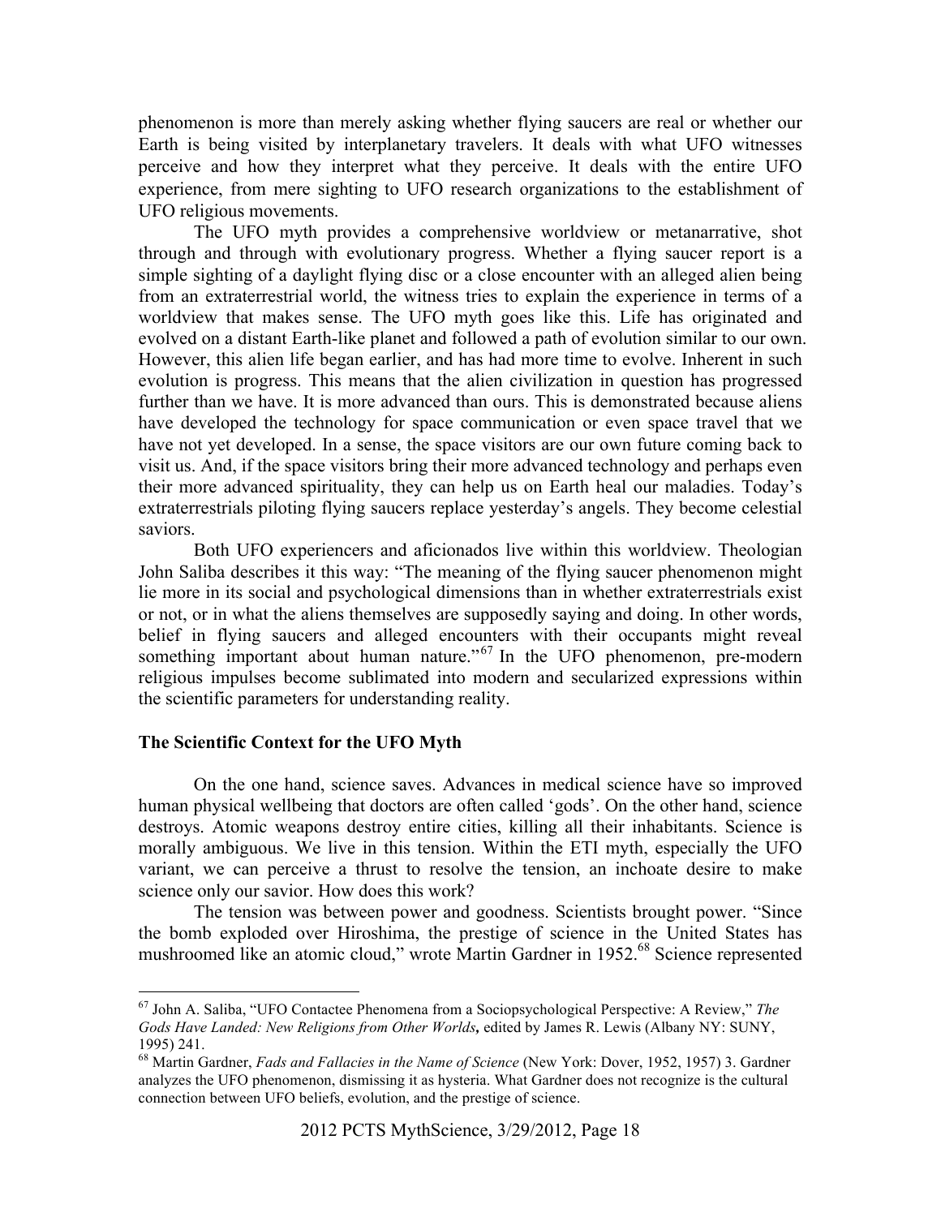phenomenon is more than merely asking whether flying saucers are real or whether our Earth is being visited by interplanetary travelers. It deals with what UFO witnesses perceive and how they interpret what they perceive. It deals with the entire UFO experience, from mere sighting to UFO research organizations to the establishment of UFO religious movements.

The UFO myth provides a comprehensive worldview or metanarrative, shot through and through with evolutionary progress. Whether a flying saucer report is a simple sighting of a daylight flying disc or a close encounter with an alleged alien being from an extraterrestrial world, the witness tries to explain the experience in terms of a worldview that makes sense. The UFO myth goes like this. Life has originated and evolved on a distant Earth-like planet and followed a path of evolution similar to our own. However, this alien life began earlier, and has had more time to evolve. Inherent in such evolution is progress. This means that the alien civilization in question has progressed further than we have. It is more advanced than ours. This is demonstrated because aliens have developed the technology for space communication or even space travel that we have not yet developed. In a sense, the space visitors are our own future coming back to visit us. And, if the space visitors bring their more advanced technology and perhaps even their more advanced spirituality, they can help us on Earth heal our maladies. Today's extraterrestrials piloting flying saucers replace yesterday's angels. They become celestial saviors.

Both UFO experiencers and aficionados live within this worldview. Theologian John Saliba describes it this way: "The meaning of the flying saucer phenomenon might lie more in its social and psychological dimensions than in whether extraterrestrials exist or not, or in what the aliens themselves are supposedly saying and doing. In other words, belief in flying saucers and alleged encounters with their occupants might reveal something important about human nature."[67] In the UFO phenomenon, pre-modern religious impulses become sublimated into modern and secularized expressions within the scientific parameters for understanding reality.

**The Scientific Context for the UFO Myth**

On the one hand, science saves. Advances in medical science have so improved human physical wellbeing that doctors are often called 'gods'. On the other hand, science destroys. Atomic weapons destroy entire cities, killing all their inhabitants. Science is morally ambiguous. We live in this tension. Within the ETI myth, especially the UFO variant, we can perceive a thrust to resolve the tension, an inchoate desire to make science only our savior. How does this work?

The tension was between power and goodness. Scientists brought power. "Since the bomb exploded over Hiroshima, the prestige of science in the United States has mushroomed like an atomic cloud," wrote Martin Gardner in 1952.[68] Science represented

---

[67] John A. Saliba, "UFO Contactee Phenomena from a Sociopsychological Perspective: A Review," *The Gods Have Landed: New Religions from Other Worlds,* edited by James R. Lewis (Albany NY: SUNY, 1995) 241.

[68] Martin Gardner, *Fads and Fallacies in the Name of Science* (New York: Dover, 1952, 1957) 3. Gardner analyzes the UFO phenomenon, dismissing it as hysteria. What Gardner does not recognize is the cultural connection between UFO beliefs, evolution, and the prestige of science.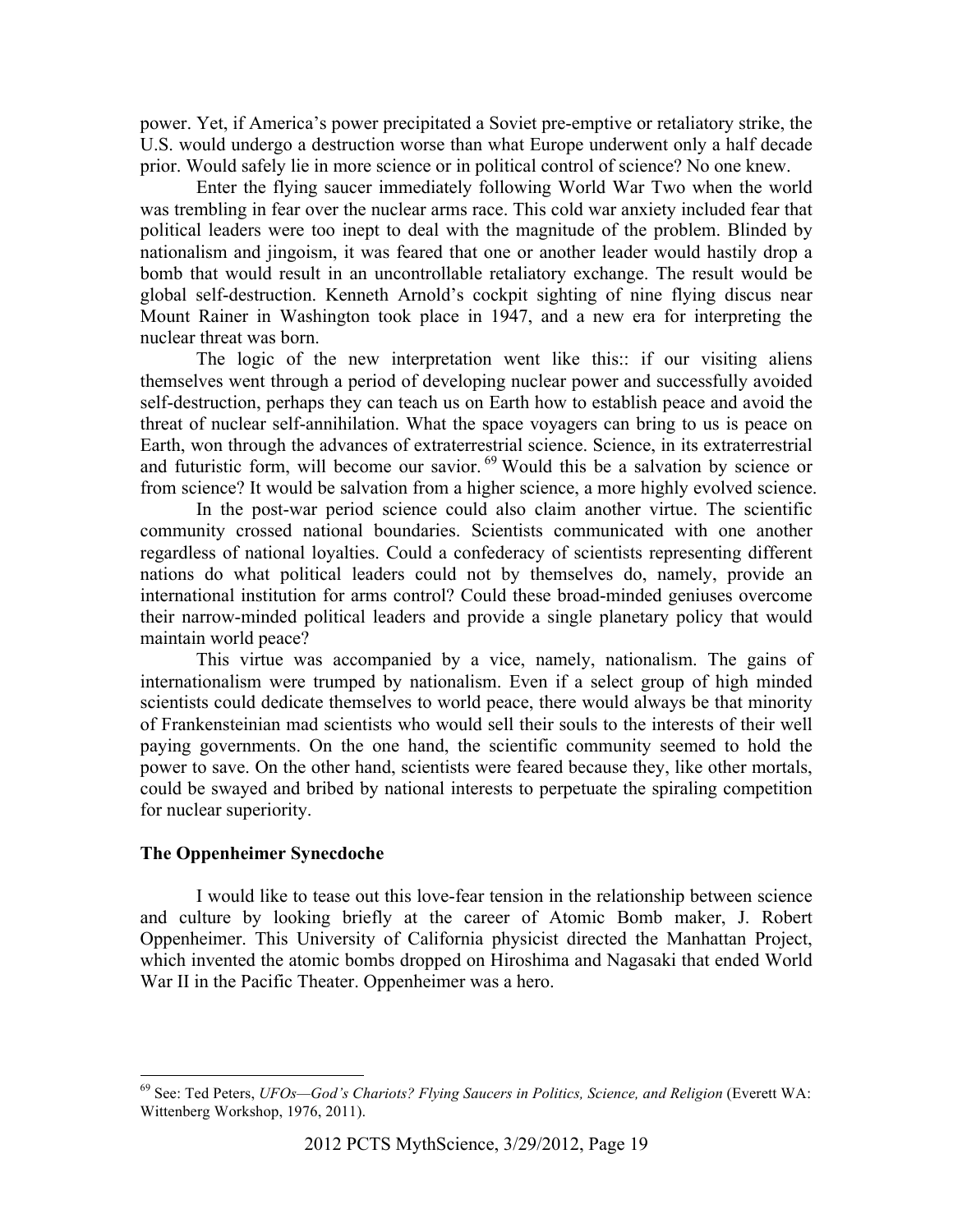power. Yet, if America's power precipitated a Soviet pre-emptive or retaliatory strike, the U.S. would undergo a destruction worse than what Europe underwent only a half decade prior. Would safely lie in more science or in political control of science? No one knew.

Enter the flying saucer immediately following World War Two when the world was trembling in fear over the nuclear arms race. This cold war anxiety included fear that political leaders were too inept to deal with the magnitude of the problem. Blinded by nationalism and jingoism, it was feared that one or another leader would hastily drop a bomb that would result in an uncontrollable retaliatory exchange. The result would be global self-destruction. Kenneth Arnold's cockpit sighting of nine flying discus near Mount Rainer in Washington took place in 1947, and a new era for interpreting the nuclear threat was born.

The logic of the new interpretation went like this:: if our visiting aliens themselves went through a period of developing nuclear power and successfully avoided self-destruction, perhaps they can teach us on Earth how to establish peace and avoid the threat of nuclear self-annihilation. What the space voyagers can bring to us is peace on Earth, won through the advances of extraterrestrial science. Science, in its extraterrestrial and futuristic form, will become our savior.[69] Would this be a salvation by science or from science? It would be salvation from a higher science, a more highly evolved science.

In the post-war period science could also claim another virtue. The scientific community crossed national boundaries. Scientists communicated with one another regardless of national loyalties. Could a confederacy of scientists representing different nations do what political leaders could not by themselves do, namely, provide an international institution for arms control? Could these broad-minded geniuses overcome their narrow-minded political leaders and provide a single planetary policy that would maintain world peace?

This virtue was accompanied by a vice, namely, nationalism. The gains of internationalism were trumped by nationalism. Even if a select group of high minded scientists could dedicate themselves to world peace, there would always be that minority of Frankensteinian mad scientists who would sell their souls to the interests of their well paying governments. On the one hand, the scientific community seemed to hold the power to save. On the other hand, scientists were feared because they, like other mortals, could be swayed and bribed by national interests to perpetuate the spiraling competition for nuclear superiority.

### The Oppenheimer Synecdoche

I would like to tease out this love-fear tension in the relationship between science and culture by looking briefly at the career of Atomic Bomb maker, J. Robert Oppenheimer. This University of California physicist directed the Manhattan Project, which invented the atomic bombs dropped on Hiroshima and Nagasaki that ended World War II in the Pacific Theater. Oppenheimer was a hero.

---

[69] See: Ted Peters, *UFOs—God's Chariots? Flying Saucers in Politics, Science, and Religion* (Everett WA: Wittenberg Workshop, 1976, 2011).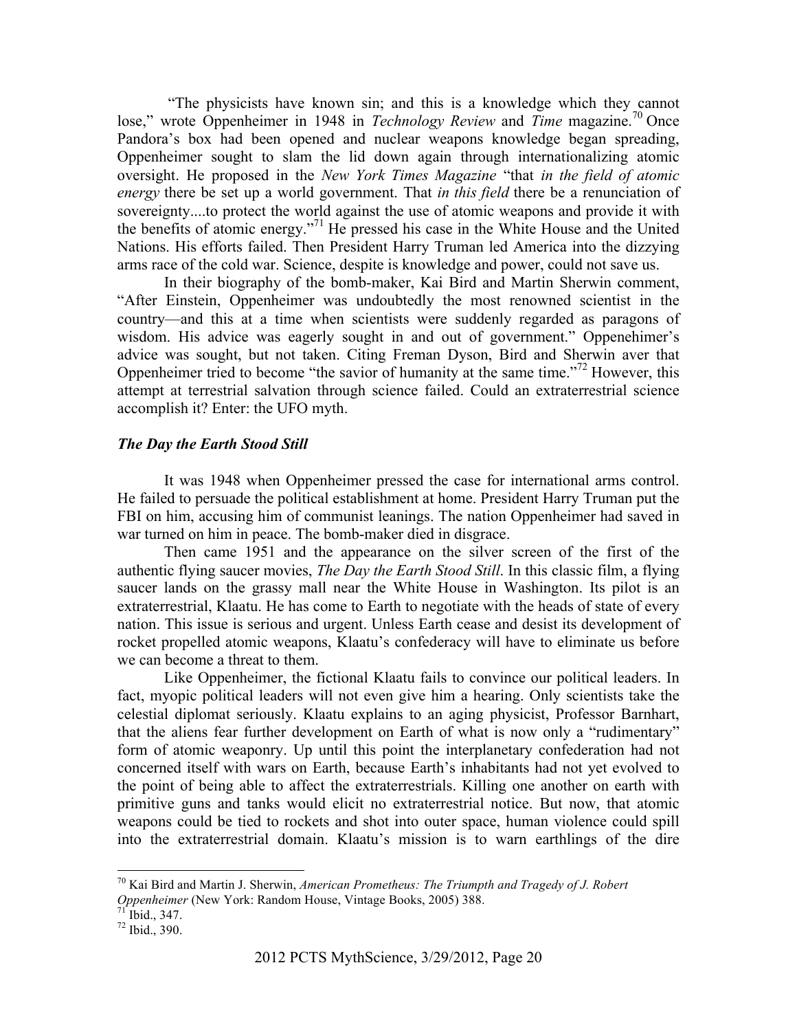"The physicists have known sin; and this is a knowledge which they cannot lose," wrote Oppenheimer in 1948 in *Technology Review* and *Time* magazine.[70] Once Pandora's box had been opened and nuclear weapons knowledge began spreading, Oppenheimer sought to slam the lid down again through internationalizing atomic oversight. He proposed in the *New York Times Magazine* "that *in the field of atomic energy* there be set up a world government. That *in this field* there be a renunciation of sovereignty....to protect the world against the use of atomic weapons and provide it with the benefits of atomic energy."[71] He pressed his case in the White House and the United Nations. His efforts failed. Then President Harry Truman led America into the dizzying arms race of the cold war. Science, despite is knowledge and power, could not save us.

In their biography of the bomb-maker, Kai Bird and Martin Sherwin comment, "After Einstein, Oppenheimer was undoubtedly the most renowned scientist in the country—and this at a time when scientists were suddenly regarded as paragons of wisdom. His advice was eagerly sought in and out of government." Oppenehimer's advice was sought, but not taken. Citing Freman Dyson, Bird and Sherwin aver that Oppenheimer tried to become "the savior of humanity at the same time."[72] However, this attempt at terrestrial salvation through science failed. Could an extraterrestrial science accomplish it? Enter: the UFO myth.

### *The Day the Earth Stood Still*

It was 1948 when Oppenheimer pressed the case for international arms control. He failed to persuade the political establishment at home. President Harry Truman put the FBI on him, accusing him of communist leanings. The nation Oppenheimer had saved in war turned on him in peace. The bomb-maker died in disgrace.

Then came 1951 and the appearance on the silver screen of the first of the authentic flying saucer movies, *The Day the Earth Stood Still*. In this classic film, a flying saucer lands on the grassy mall near the White House in Washington. Its pilot is an extraterrestrial, Klaatu. He has come to Earth to negotiate with the heads of state of every nation. This issue is serious and urgent. Unless Earth cease and desist its development of rocket propelled atomic weapons, Klaatu's confederacy will have to eliminate us before we can become a threat to them.

Like Oppenheimer, the fictional Klaatu fails to convince our political leaders. In fact, myopic political leaders will not even give him a hearing. Only scientists take the celestial diplomat seriously. Klaatu explains to an aging physicist, Professor Barnhart, that the aliens fear further development on Earth of what is now only a "rudimentary" form of atomic weaponry. Up until this point the interplanetary confederation had not concerned itself with wars on Earth, because Earth's inhabitants had not yet evolved to the point of being able to affect the extraterrestrials. Killing one another on earth with primitive guns and tanks would elicit no extraterrestrial notice. But now, that atomic weapons could be tied to rockets and shot into outer space, human violence could spill into the extraterrestrial domain. Klaatu's mission is to warn earthlings of the dire

---

[70] Kai Bird and Martin J. Sherwin, *American Prometheus: The Triumpth and Tragedy of J. Robert Oppenheimer* (New York: Random House, Vintage Books, 2005) 388.

[71] Ibid., 347.

[72] Ibid., 390.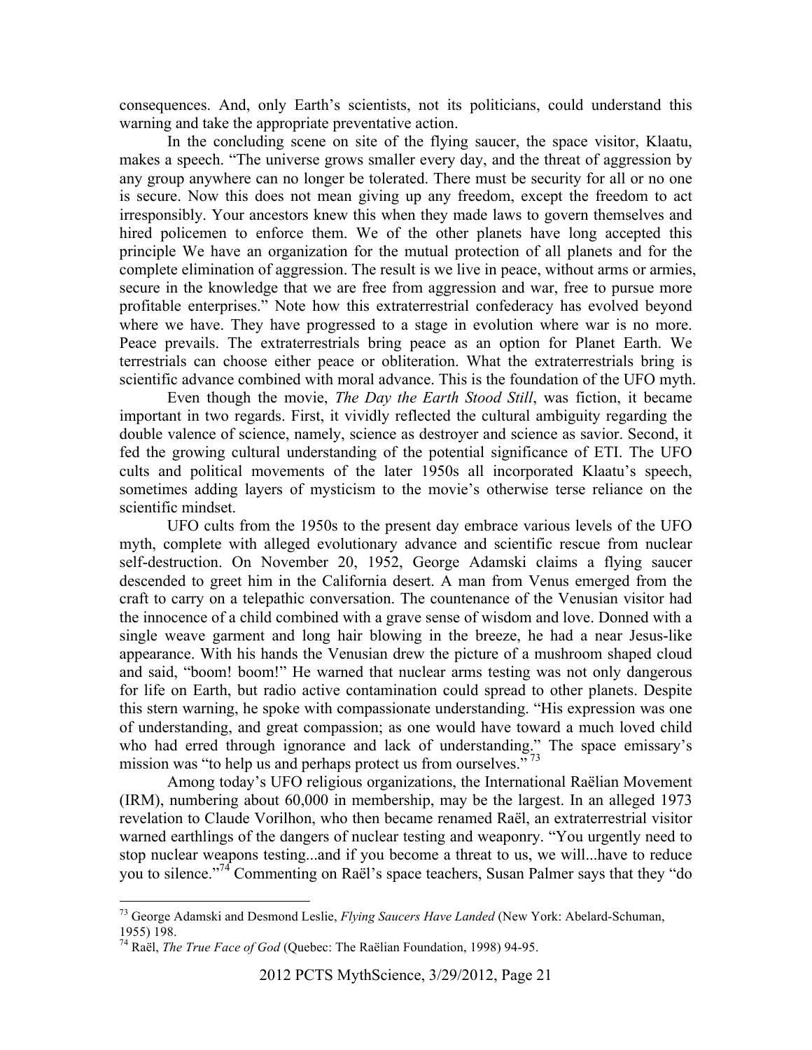consequences. And, only Earth's scientists, not its politicians, could understand this warning and take the appropriate preventative action.

In the concluding scene on site of the flying saucer, the space visitor, Klaatu, makes a speech. "The universe grows smaller every day, and the threat of aggression by any group anywhere can no longer be tolerated. There must be security for all or no one is secure. Now this does not mean giving up any freedom, except the freedom to act irresponsibly. Your ancestors knew this when they made laws to govern themselves and hired policemen to enforce them. We of the other planets have long accepted this principle We have an organization for the mutual protection of all planets and for the complete elimination of aggression. The result is we live in peace, without arms or armies, secure in the knowledge that we are free from aggression and war, free to pursue more profitable enterprises." Note how this extraterrestrial confederacy has evolved beyond where we have. They have progressed to a stage in evolution where war is no more. Peace prevails. The extraterrestrials bring peace as an option for Planet Earth. We terrestrials can choose either peace or obliteration. What the extraterrestrials bring is scientific advance combined with moral advance. This is the foundation of the UFO myth.

Even though the movie, *The Day the Earth Stood Still*, was fiction, it became important in two regards. First, it vividly reflected the cultural ambiguity regarding the double valence of science, namely, science as destroyer and science as savior. Second, it fed the growing cultural understanding of the potential significance of ETI. The UFO cults and political movements of the later 1950s all incorporated Klaatu's speech, sometimes adding layers of mysticism to the movie's otherwise terse reliance on the scientific mindset.

UFO cults from the 1950s to the present day embrace various levels of the UFO myth, complete with alleged evolutionary advance and scientific rescue from nuclear self-destruction. On November 20, 1952, George Adamski claims a flying saucer descended to greet him in the California desert. A man from Venus emerged from the craft to carry on a telepathic conversation. The countenance of the Venusian visitor had the innocence of a child combined with a grave sense of wisdom and love. Donned with a single weave garment and long hair blowing in the breeze, he had a near Jesus-like appearance. With his hands the Venusian drew the picture of a mushroom shaped cloud and said, "boom! boom!" He warned that nuclear arms testing was not only dangerous for life on Earth, but radio active contamination could spread to other planets. Despite this stern warning, he spoke with compassionate understanding. "His expression was one of understanding, and great compassion; as one would have toward a much loved child who had erred through ignorance and lack of understanding." The space emissary's mission was "to help us and perhaps protect us from ourselves."[73]

Among today's UFO religious organizations, the International Raëlian Movement (IRM), numbering about 60,000 in membership, may be the largest. In an alleged 1973 revelation to Claude Vorilhon, who then became renamed Raël, an extraterrestrial visitor warned earthlings of the dangers of nuclear testing and weaponry. "You urgently need to stop nuclear weapons testing...and if you become a threat to us, we will...have to reduce you to silence."[74] Commenting on Raël's space teachers, Susan Palmer says that they "do

---

[73] George Adamski and Desmond Leslie, *Flying Saucers Have Landed* (New York: Abelard-Schuman, 1955) 198.

[74] Raël, *The True Face of God* (Quebec: The Raëlian Foundation, 1998) 94-95.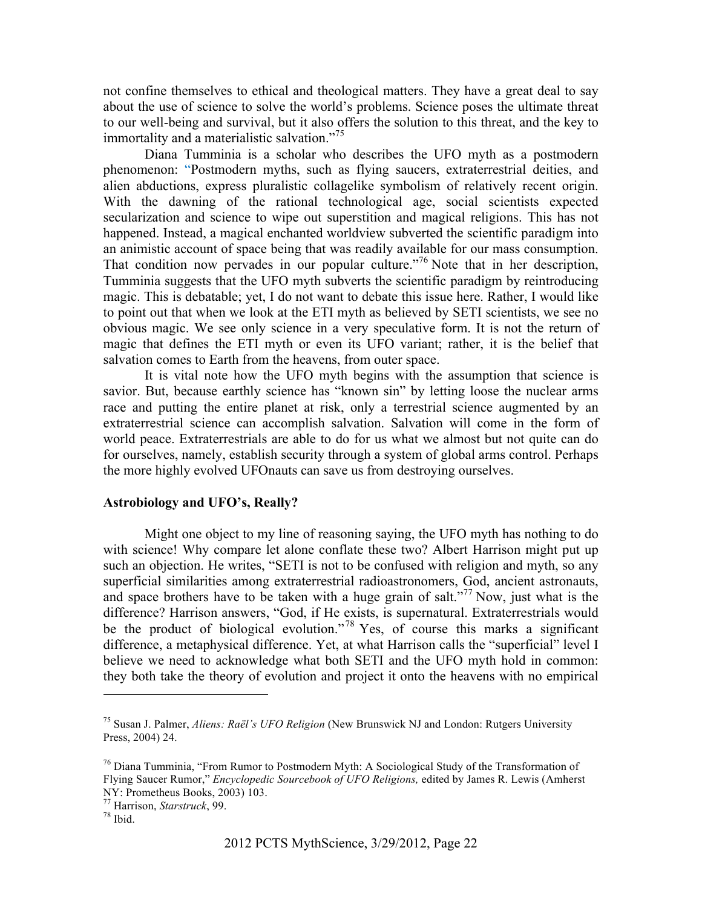not confine themselves to ethical and theological matters. They have a great deal to say about the use of science to solve the world's problems. Science poses the ultimate threat to our well-being and survival, but it also offers the solution to this threat, and the key to immortality and a materialistic salvation."[75]

Diana Tumminia is a scholar who describes the UFO myth as a postmodern phenomenon: "Postmodern myths, such as flying saucers, extraterrestrial deities, and alien abductions, express pluralistic collagelike symbolism of relatively recent origin. With the dawning of the rational technological age, social scientists expected secularization and science to wipe out superstition and magical religions. This has not happened. Instead, a magical enchanted worldview subverted the scientific paradigm into an animistic account of space being that was readily available for our mass consumption. That condition now pervades in our popular culture."[76] Note that in her description, Tumminia suggests that the UFO myth subverts the scientific paradigm by reintroducing magic. This is debatable; yet, I do not want to debate this issue here. Rather, I would like to point out that when we look at the ETI myth as believed by SETI scientists, we see no obvious magic. We see only science in a very speculative form. It is not the return of magic that defines the ETI myth or even its UFO variant; rather, it is the belief that salvation comes to Earth from the heavens, from outer space.

It is vital note how the UFO myth begins with the assumption that science is savior. But, because earthly science has "known sin" by letting loose the nuclear arms race and putting the entire planet at risk, only a terrestrial science augmented by an extraterrestrial science can accomplish salvation. Salvation will come in the form of world peace. Extraterrestrials are able to do for us what we almost but not quite can do for ourselves, namely, establish security through a system of global arms control. Perhaps the more highly evolved UFOnauts can save us from destroying ourselves.

**Astrobiology and UFO's, Really?**

Might one object to my line of reasoning saying, the UFO myth has nothing to do with science! Why compare let alone conflate these two? Albert Harrison might put up such an objection. He writes, "SETI is not to be confused with religion and myth, so any superficial similarities among extraterrestrial radioastronomers, God, ancient astronauts, and space brothers have to be taken with a huge grain of salt."[77] Now, just what is the difference? Harrison answers, "God, if He exists, is supernatural. Extraterrestrials would be the product of biological evolution."[78] Yes, of course this marks a significant difference, a metaphysical difference. Yet, at what Harrison calls the "superficial" level I believe we need to acknowledge what both SETI and the UFO myth hold in common: they both take the theory of evolution and project it onto the heavens with no empirical

---

[75] Susan J. Palmer, *Aliens: Raël's UFO Religion* (New Brunswick NJ and London: Rutgers University Press, 2004) 24.

[76] Diana Tumminia, "From Rumor to Postmodern Myth: A Sociological Study of the Transformation of Flying Saucer Rumor," *Encyclopedic Sourcebook of UFO Religions,* edited by James R. Lewis (Amherst NY: Prometheus Books, 2003) 103.

[77] Harrison, *Starstruck*, 99.

[78] Ibid.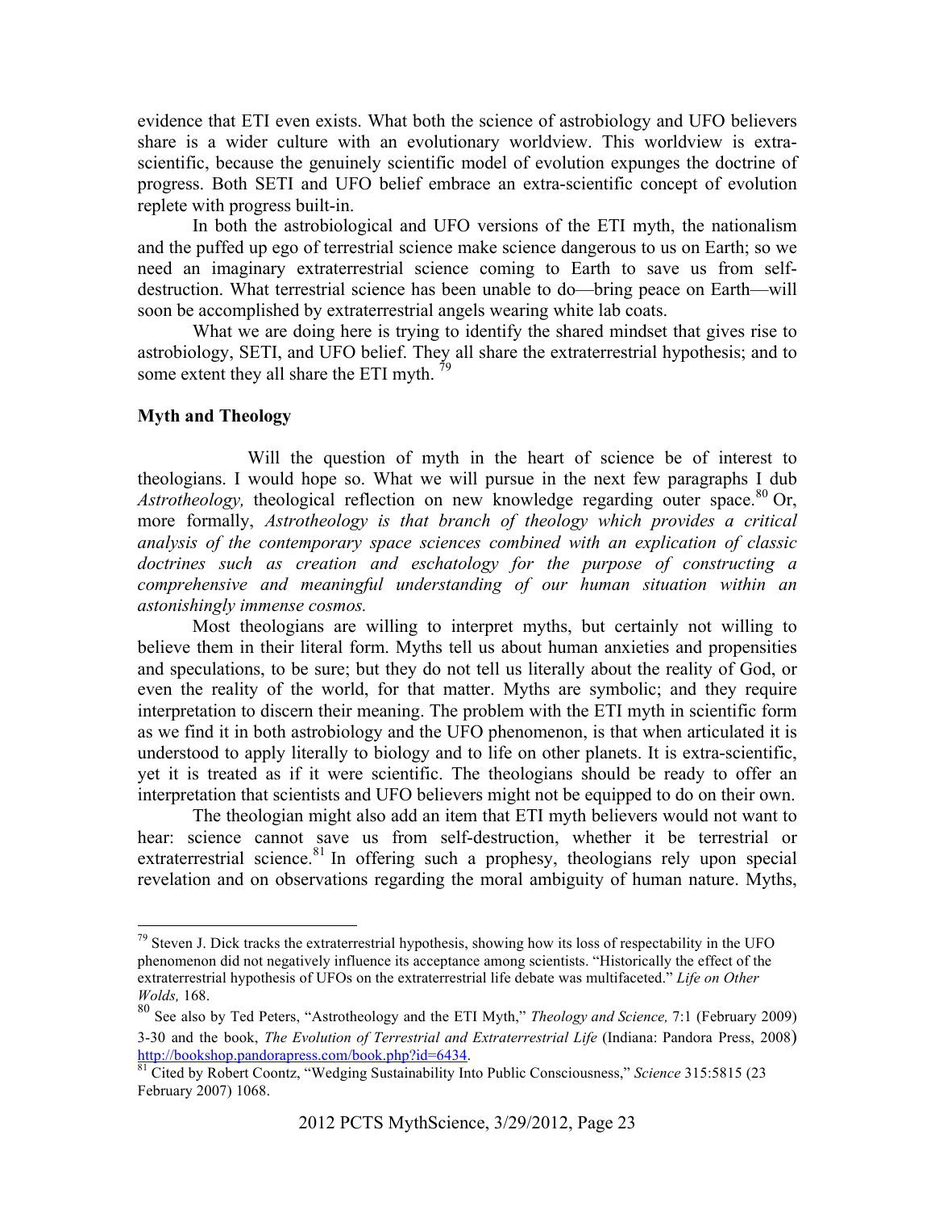evidence that ETI even exists. What both the science of astrobiology and UFO believers share is a wider culture with an evolutionary worldview. This worldview is extra-scientific, because the genuinely scientific model of evolution expunges the doctrine of progress. Both SETI and UFO belief embrace an extra-scientific concept of evolution replete with progress built-in.

In both the astrobiological and UFO versions of the ETI myth, the nationalism and the puffed up ego of terrestrial science make science dangerous to us on Earth; so we need an imaginary extraterrestrial science coming to Earth to save us from self-destruction. What terrestrial science has been unable to do—bring peace on Earth—will soon be accomplished by extraterrestrial angels wearing white lab coats.

What we are doing here is trying to identify the shared mindset that gives rise to astrobiology, SETI, and UFO belief. They all share the extraterrestrial hypothesis; and to some extent they all share the ETI myth. [79]

**Myth and Theology**

Will the question of myth in the heart of science be of interest to theologians. I would hope so. What we will pursue in the next few paragraphs I dub *Astrotheology,* theological reflection on new knowledge regarding outer space.[80] Or, more formally, *Astrotheology is that branch of theology which provides a critical analysis of the contemporary space sciences combined with an explication of classic doctrines such as creation and eschatology for the purpose of constructing a comprehensive and meaningful understanding of our human situation within an astonishingly immense cosmos.*

Most theologians are willing to interpret myths, but certainly not willing to believe them in their literal form. Myths tell us about human anxieties and propensities and speculations, to be sure; but they do not tell us literally about the reality of God, or even the reality of the world, for that matter. Myths are symbolic; and they require interpretation to discern their meaning. The problem with the ETI myth in scientific form as we find it in both astrobiology and the UFO phenomenon, is that when articulated it is understood to apply literally to biology and to life on other planets. It is extra-scientific, yet it is treated as if it were scientific. The theologians should be ready to offer an interpretation that scientists and UFO believers might not be equipped to do on their own.

The theologian might also add an item that ETI myth believers would not want to hear: science cannot save us from self-destruction, whether it be terrestrial or extraterrestrial science.[81] In offering such a prophesy, theologians rely upon special revelation and on observations regarding the moral ambiguity of human nature. Myths,

---

[79] Steven J. Dick tracks the extraterrestrial hypothesis, showing how its loss of respectability in the UFO phenomenon did not negatively influence its acceptance among scientists. "Historically the effect of the extraterrestrial hypothesis of UFOs on the extraterrestrial life debate was multifaceted." *Life on Other Wolds,* 168.

[80] See also by Ted Peters, "Astrotheology and the ETI Myth," *Theology and Science,* 7:1 (February 2009) 3-30 and the book, *The Evolution of Terrestrial and Extraterrestrial Life* (Indiana: Pandora Press, 2008) http://bookshop.pandorapress.com/book.php?id=6434.

[81] Cited by Robert Coontz, "Wedging Sustainability Into Public Consciousness," *Science* 315:5815 (23 February 2007) 1068.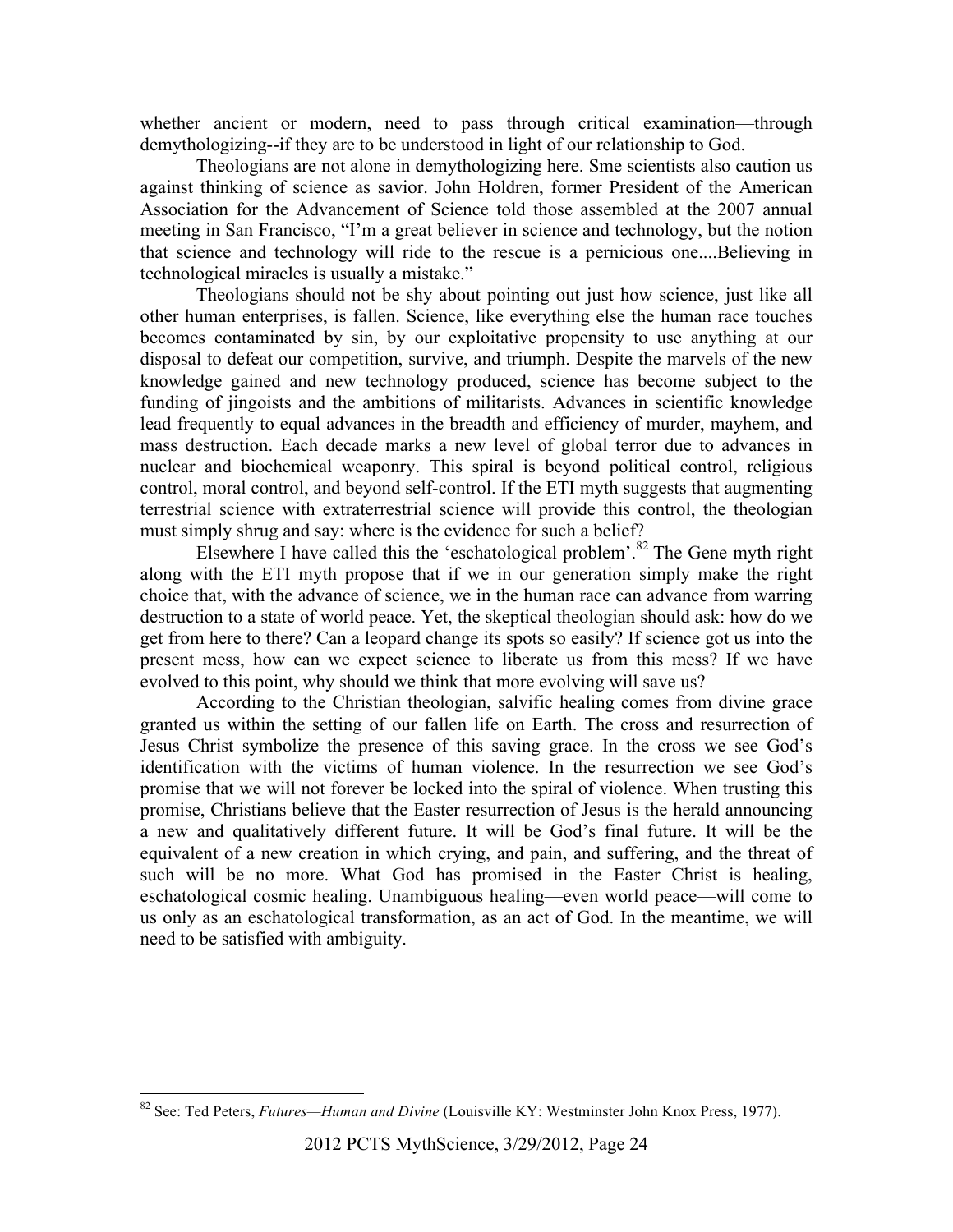whether ancient or modern, need to pass through critical examination—through demythologizing--if they are to be understood in light of our relationship to God.

Theologians are not alone in demythologizing here. Sme scientists also caution us against thinking of science as savior. John Holdren, former President of the American Association for the Advancement of Science told those assembled at the 2007 annual meeting in San Francisco, "I'm a great believer in science and technology, but the notion that science and technology will ride to the rescue is a pernicious one....Believing in technological miracles is usually a mistake."

Theologians should not be shy about pointing out just how science, just like all other human enterprises, is fallen. Science, like everything else the human race touches becomes contaminated by sin, by our exploitative propensity to use anything at our disposal to defeat our competition, survive, and triumph. Despite the marvels of the new knowledge gained and new technology produced, science has become subject to the funding of jingoists and the ambitions of militarists. Advances in scientific knowledge lead frequently to equal advances in the breadth and efficiency of murder, mayhem, and mass destruction. Each decade marks a new level of global terror due to advances in nuclear and biochemical weaponry. This spiral is beyond political control, religious control, moral control, and beyond self-control. If the ETI myth suggests that augmenting terrestrial science with extraterrestrial science will provide this control, the theologian must simply shrug and say: where is the evidence for such a belief?

Elsewhere I have called this the 'eschatological problem'.[82] The Gene myth right along with the ETI myth propose that if we in our generation simply make the right choice that, with the advance of science, we in the human race can advance from warring destruction to a state of world peace. Yet, the skeptical theologian should ask: how do we get from here to there? Can a leopard change its spots so easily? If science got us into the present mess, how can we expect science to liberate us from this mess? If we have evolved to this point, why should we think that more evolving will save us?

According to the Christian theologian, salvific healing comes from divine grace granted us within the setting of our fallen life on Earth. The cross and resurrection of Jesus Christ symbolize the presence of this saving grace. In the cross we see God's identification with the victims of human violence. In the resurrection we see God's promise that we will not forever be locked into the spiral of violence. When trusting this promise, Christians believe that the Easter resurrection of Jesus is the herald announcing a new and qualitatively different future. It will be God's final future. It will be the equivalent of a new creation in which crying, and pain, and suffering, and the threat of such will be no more. What God has promised in the Easter Christ is healing, eschatological cosmic healing. Unambiguous healing—even world peace—will come to us only as an eschatological transformation, as an act of God. In the meantime, we will need to be satisfied with ambiguity.

[82] See: Ted Peters, *Futures—Human and Divine* (Louisville KY: Westminster John Knox Press, 1977).